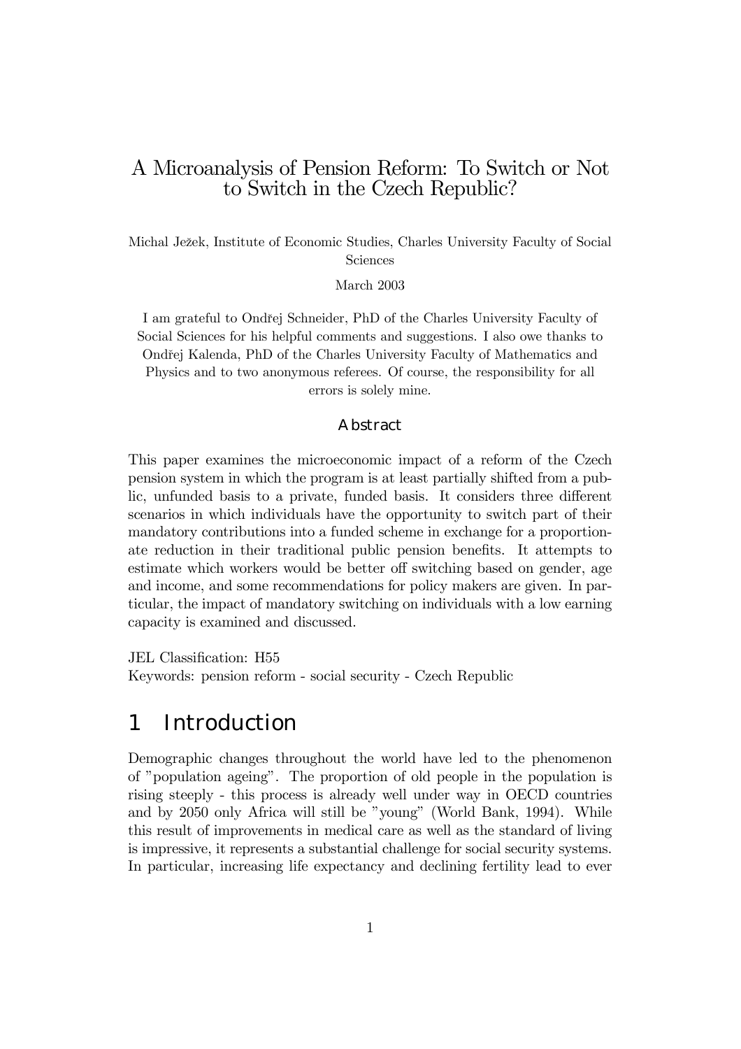# A Microanalysis of Pension Reform: To Switch or Not to Switch in the Czech Republic?

Michal Ježek, Institute of Economic Studies, Charles University Faculty of Social Sciences

March 2003

I am grateful to Ondřej Schneider, PhD of the Charles University Faculty of Social Sciences for his helpful comments and suggestions. I also owe thanks to Ondřej Kalenda, PhD of the Charles University Faculty of Mathematics and Physics and to two anonymous referees. Of course, the responsibility for all errors is solely mine.

### Abstract

This paper examines the microeconomic impact of a reform of the Czech pension system in which the program is at least partially shifted from a public, unfunded basis to a private, funded basis. It considers three different scenarios in which individuals have the opportunity to switch part of their mandatory contributions into a funded scheme in exchange for a proportionate reduction in their traditional public pension benefits. It attempts to estimate which workers would be better off switching based on gender, age and income, and some recommendations for policy makers are given. In particular, the impact of mandatory switching on individuals with a low earning capacity is examined and discussed.

JEL Classification: H55
Keywords: pension reform - social security - Czech Republic

## 1 Introduction

Demographic changes throughout the world have led to the phenomenon of "population ageing". The proportion of old people in the population is rising steeply - this process is already well under way in OECD countries and by 2050 only Africa will still be "young" (World Bank, 1994). While this result of improvements in medical care as well as the standard of living is impressive, it represents a substantial challenge for social security systems. In particular, increasing life expectancy and declining fertility lead to ever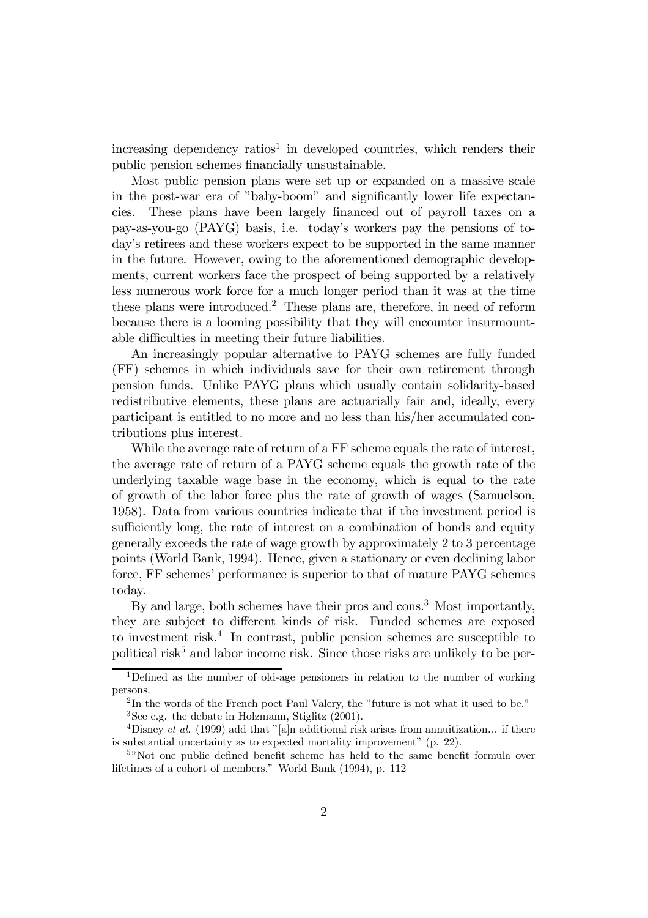increasing dependency ratios[1] in developed countries, which renders their public pension schemes financially unsustainable.

Most public pension plans were set up or expanded on a massive scale in the post-war era of "baby-boom" and significantly lower life expectancies. These plans have been largely financed out of payroll taxes on a pay-as-you-go (PAYG) basis, i.e. today's workers pay the pensions of today's retirees and these workers expect to be supported in the same manner in the future. However, owing to the aforementioned demographic developments, current workers face the prospect of being supported by a relatively less numerous work force for a much longer period than it was at the time these plans were introduced.[2] These plans are, therefore, in need of reform because there is a looming possibility that they will encounter insurmountable difficulties in meeting their future liabilities.

An increasingly popular alternative to PAYG schemes are fully funded (FF) schemes in which individuals save for their own retirement through pension funds. Unlike PAYG plans which usually contain solidarity-based redistributive elements, these plans are actuarially fair and, ideally, every participant is entitled to no more and no less than his/her accumulated contributions plus interest.

While the average rate of return of a FF scheme equals the rate of interest, the average rate of return of a PAYG scheme equals the growth rate of the underlying taxable wage base in the economy, which is equal to the rate of growth of the labor force plus the rate of growth of wages (Samuelson, 1958). Data from various countries indicate that if the investment period is sufficiently long, the rate of interest on a combination of bonds and equity generally exceeds the rate of wage growth by approximately 2 to 3 percentage points (World Bank, 1994). Hence, given a stationary or even declining labor force, FF schemes' performance is superior to that of mature PAYG schemes today.

By and large, both schemes have their pros and cons.[3] Most importantly, they are subject to different kinds of risk. Funded schemes are exposed to investment risk.[4] In contrast, public pension schemes are susceptible to political risk[5] and labor income risk. Since those risks are unlikely to be per-

---

[1] Defined as the number of old-age pensioners in relation to the number of working persons.

[2] In the words of the French poet Paul Valery, the "future is not what it used to be."

[3] See e.g. the debate in Holzmann, Stiglitz (2001).

[4] Disney *et al.* (1999) add that "[a]n additional risk arises from annuitization... if there is substantial uncertainty as to expected mortality improvement" (p. 22).

[5] "Not one public defined benefit scheme has held to the same benefit formula over lifetimes of a cohort of members." World Bank (1994), p. 112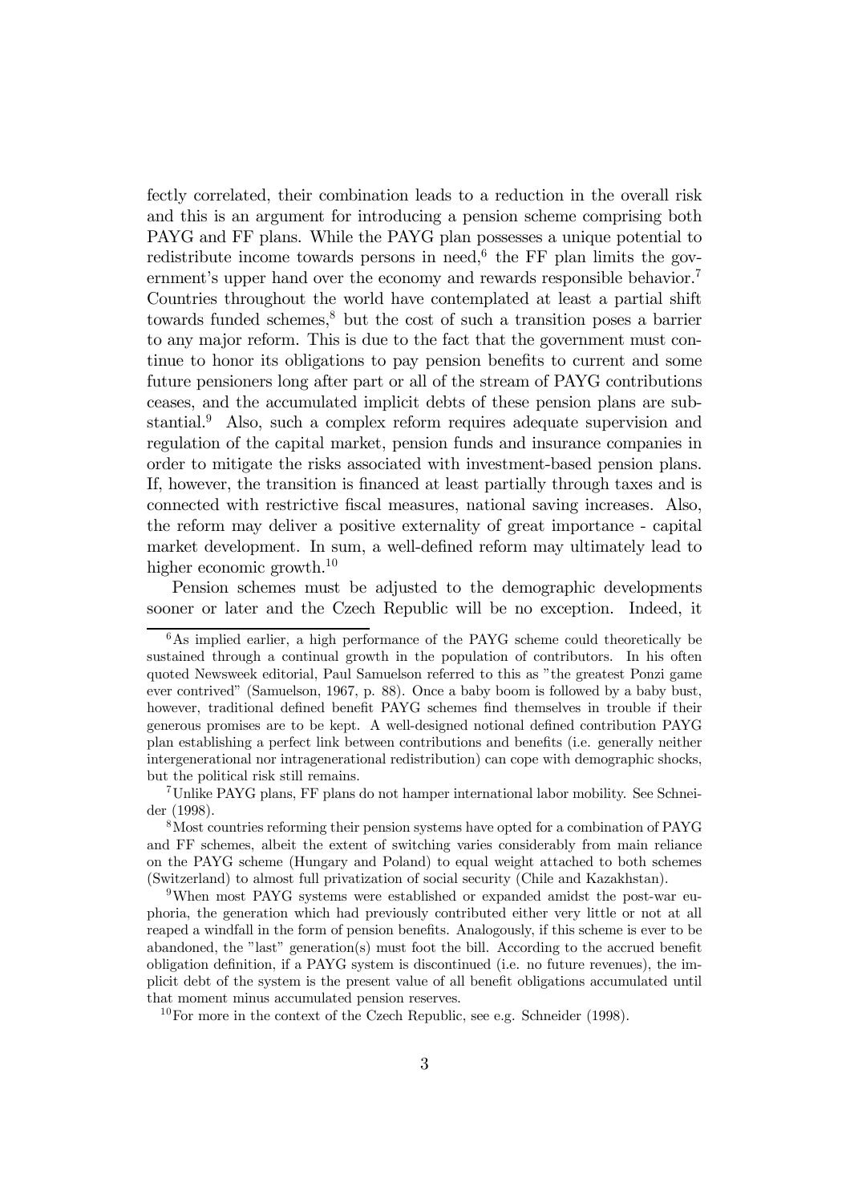fectly correlated, their combination leads to a reduction in the overall risk and this is an argument for introducing a pension scheme comprising both PAYG and FF plans. While the PAYG plan possesses a unique potential to redistribute income towards persons in need,[6] the FF plan limits the government's upper hand over the economy and rewards responsible behavior.[7] Countries throughout the world have contemplated at least a partial shift towards funded schemes,[8] but the cost of such a transition poses a barrier to any major reform. This is due to the fact that the government must continue to honor its obligations to pay pension benefits to current and some future pensioners long after part or all of the stream of PAYG contributions ceases, and the accumulated implicit debts of these pension plans are substantial.[9] Also, such a complex reform requires adequate supervision and regulation of the capital market, pension funds and insurance companies in order to mitigate the risks associated with investment-based pension plans. If, however, the transition is financed at least partially through taxes and is connected with restrictive fiscal measures, national saving increases. Also, the reform may deliver a positive externality of great importance - capital market development. In sum, a well-defined reform may ultimately lead to higher economic growth.[10]

Pension schemes must be adjusted to the demographic developments sooner or later and the Czech Republic will be no exception. Indeed, it

[6] As implied earlier, a high performance of the PAYG scheme could theoretically be sustained through a continual growth in the population of contributors. In his often quoted Newsweek editorial, Paul Samuelson referred to this as "the greatest Ponzi game ever contrived" (Samuelson, 1967, p. 88). Once a baby boom is followed by a baby bust, however, traditional defined benefit PAYG schemes find themselves in trouble if their generous promises are to be kept. A well-designed notional defined contribution PAYG plan establishing a perfect link between contributions and benefits (i.e. generally neither intergenerational nor intragenerational redistribution) can cope with demographic shocks, but the political risk still remains.

[7] Unlike PAYG plans, FF plans do not hamper international labor mobility. See Schneider (1998).

[8] Most countries reforming their pension systems have opted for a combination of PAYG and FF schemes, albeit the extent of switching varies considerably from main reliance on the PAYG scheme (Hungary and Poland) to equal weight attached to both schemes (Switzerland) to almost full privatization of social security (Chile and Kazakhstan).

[9] When most PAYG systems were established or expanded amidst the post-war euphoria, the generation which had previously contributed either very little or not at all reaped a windfall in the form of pension benefits. Analogously, if this scheme is ever to be abandoned, the "last" generation(s) must foot the bill. According to the accrued benefit obligation definition, if a PAYG system is discontinued (i.e. no future revenues), the implicit debt of the system is the present value of all benefit obligations accumulated until that moment minus accumulated pension reserves.

[10] For more in the context of the Czech Republic, see e.g. Schneider (1998).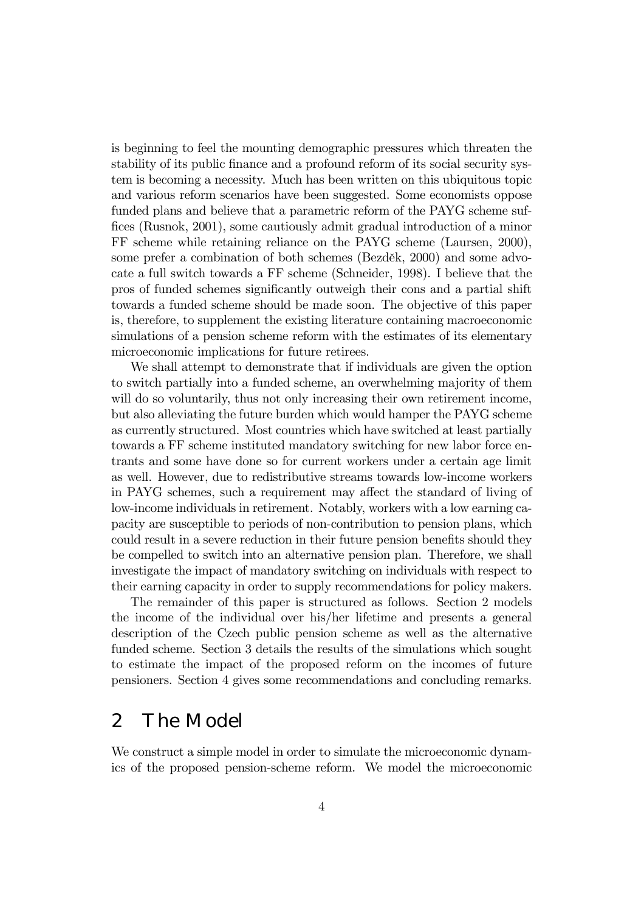is beginning to feel the mounting demographic pressures which threaten the stability of its public finance and a profound reform of its social security system is becoming a necessity. Much has been written on this ubiquitous topic and various reform scenarios have been suggested. Some economists oppose funded plans and believe that a parametric reform of the PAYG scheme suffices (Rusnok, 2001), some cautiously admit gradual introduction of a minor FF scheme while retaining reliance on the PAYG scheme (Laursen, 2000), some prefer a combination of both schemes (Bezděk, 2000) and some advocate a full switch towards a FF scheme (Schneider, 1998). I believe that the pros of funded schemes significantly outweigh their cons and a partial shift towards a funded scheme should be made soon. The objective of this paper is, therefore, to supplement the existing literature containing macroeconomic simulations of a pension scheme reform with the estimates of its elementary microeconomic implications for future retirees.

We shall attempt to demonstrate that if individuals are given the option to switch partially into a funded scheme, an overwhelming majority of them will do so voluntarily, thus not only increasing their own retirement income, but also alleviating the future burden which would hamper the PAYG scheme as currently structured. Most countries which have switched at least partially towards a FF scheme instituted mandatory switching for new labor force entrants and some have done so for current workers under a certain age limit as well. However, due to redistributive streams towards low-income workers in PAYG schemes, such a requirement may affect the standard of living of low-income individuals in retirement. Notably, workers with a low earning capacity are susceptible to periods of non-contribution to pension plans, which could result in a severe reduction in their future pension benefits should they be compelled to switch into an alternative pension plan. Therefore, we shall investigate the impact of mandatory switching on individuals with respect to their earning capacity in order to supply recommendations for policy makers.

The remainder of this paper is structured as follows. Section 2 models the income of the individual over his/her lifetime and presents a general description of the Czech public pension scheme as well as the alternative funded scheme. Section 3 details the results of the simulations which sought to estimate the impact of the proposed reform on the incomes of future pensioners. Section 4 gives some recommendations and concluding remarks.

## 2 The Model

We construct a simple model in order to simulate the microeconomic dynamics of the proposed pension-scheme reform. We model the microeconomic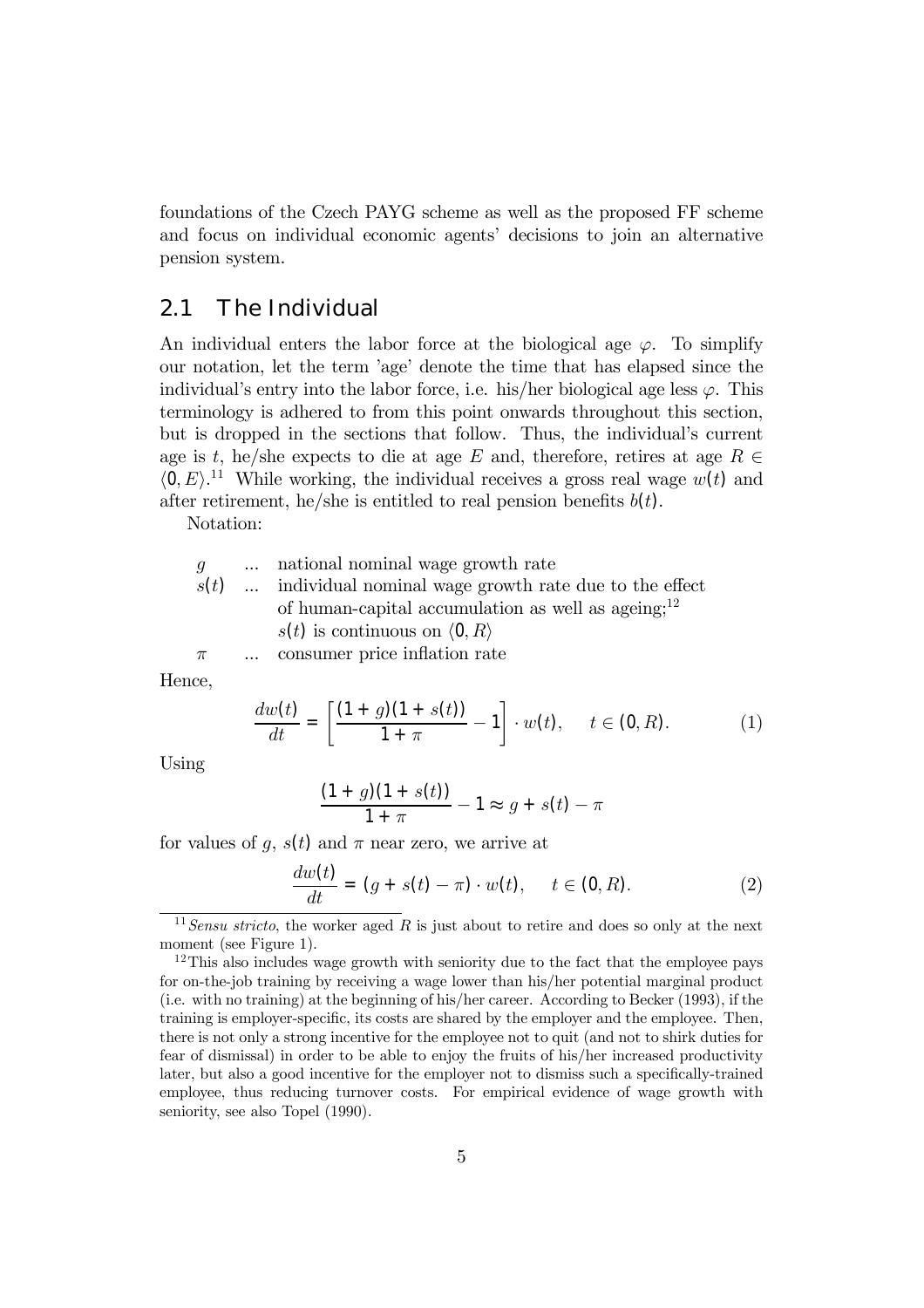foundations of the Czech PAYG scheme as well as the proposed FF scheme and focus on individual economic agents' decisions to join an alternative pension system.

## 2.1 The Individual

An individual enters the labor force at the biological age $\varphi$. To simplify our notation, let the term 'age' denote the time that has elapsed since the individual's entry into the labor force, i.e. his/her biological age less $\varphi$. This terminology is adhered to from this point onwards throughout this section, but is dropped in the sections that follow. Thus, the individual's current age is $t$, he/she expects to die at age $E$ and, therefore, retires at age $R \in \langle 0, E \rangle$.[11] While working, the individual receives a gross real wage $w(t)$ and after retirement, he/she is entitled to real pension benefits $b(t)$.

Notation:

- $g$ ... national nominal wage growth rate
- $s(t)$ ... individual nominal wage growth rate due to the effect of human-capital accumulation as well as ageing;[12] $s(t)$ is continuous on $\langle 0, R \rangle$
- $\pi$ ... consumer price inflation rate

Hence,

$$\frac{dw(t)}{dt} = \left[ \frac{(1+g)(1+s(t))}{1+\pi} - 1 \right] \cdot w(t), \quad t \in (0, R). \tag{1}$$

Using

$$\frac{(1+g)(1+s(t))}{1+\pi} - 1 \approx g + s(t) - \pi$$

for values of $g$, $s(t)$ and $\pi$ near zero, we arrive at

$$\frac{dw(t)}{dt} = (g + s(t) - \pi) \cdot w(t), \quad t \in (0, R). \tag{2}$$

---

[11] *Sensu stricto*, the worker aged $R$ is just about to retire and does so only at the next moment (see Figure 1).

[12] This also includes wage growth with seniority due to the fact that the employee pays for on-the-job training by receiving a wage lower than his/her potential marginal product (i.e. with no training) at the beginning of his/her career. According to Becker (1993), if the training is employer-specific, its costs are shared by the employer and the employee. Then, there is not only a strong incentive for the employee not to quit (and not to shirk duties for fear of dismissal) in order to be able to enjoy the fruits of his/her increased productivity later, but also a good incentive for the employer not to dismiss such a specifically-trained employee, thus reducing turnover costs. For empirical evidence of wage growth with seniority, see also Topel (1990).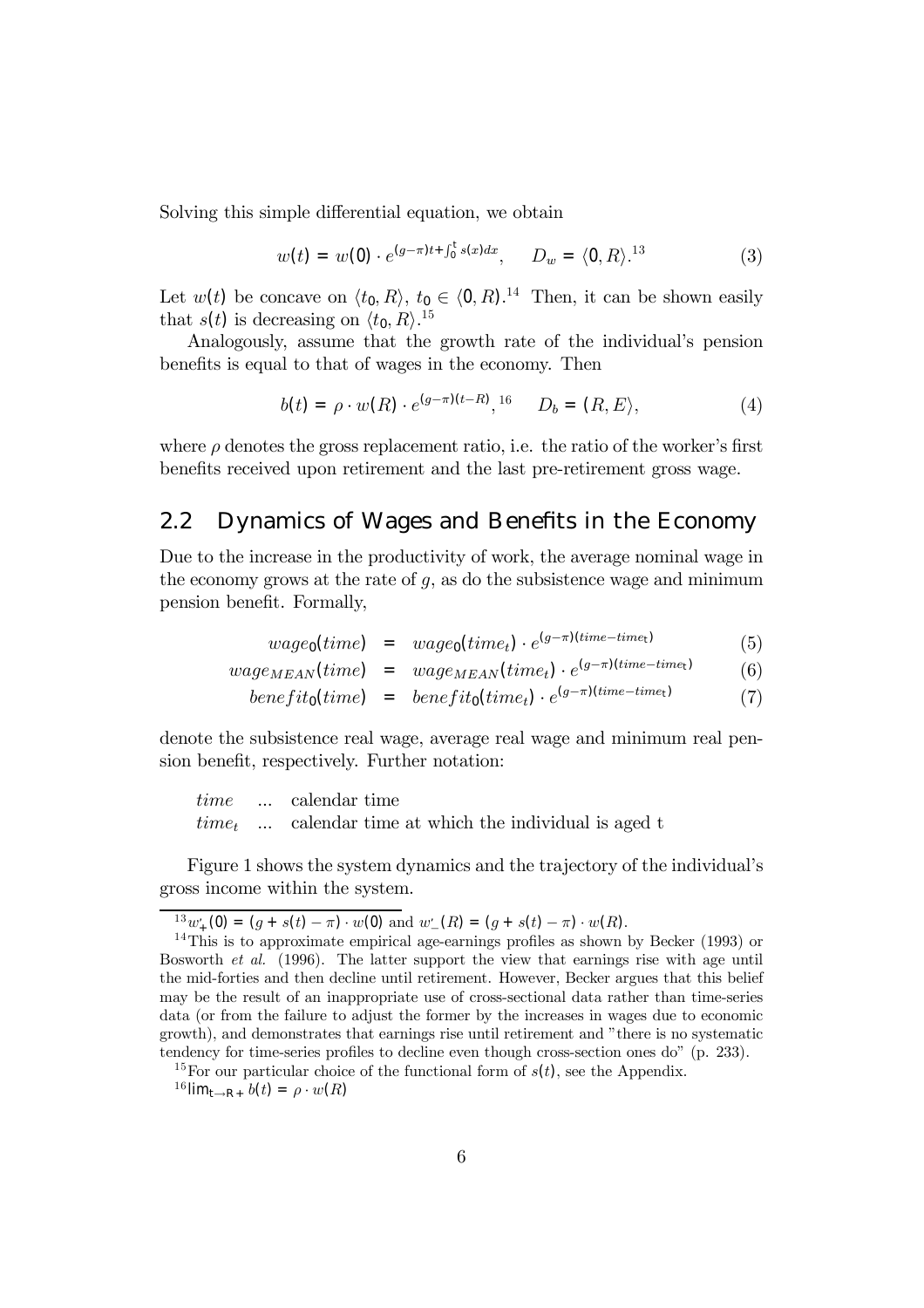Solving this simple differential equation, we obtain

$$w(t) = w(0) \cdot e^{(g-\pi)t+\int_0^t s(x)dx}, \quad D_w = \langle 0, R \rangle.^{13} \tag{3}$$

Let $w(t)$ be concave on $\langle t_0, R \rangle$, $t_0 \in \langle 0, R)$.[14] Then, it can be shown easily that $s(t)$ is decreasing on $\langle t_0, R \rangle$.[15]

Analogously, assume that the growth rate of the individual's pension benefits is equal to that of wages in the economy. Then

$$b(t) = \rho \cdot w(R) \cdot e^{(g-\pi)(t-R)},^{16} \quad D_b = (R, E \rangle, \tag{4}$$

where $\rho$ denotes the gross replacement ratio, i.e. the ratio of the worker's first benefits received upon retirement and the last pre-retirement gross wage.

## 2.2 Dynamics of Wages and Benefits in the Economy

Due to the increase in the productivity of work, the average nominal wage in the economy grows at the rate of $g$, as do the subsistence wage and minimum pension benefit. Formally,

$$wage_0(time) = wage_0(time_t) \cdot e^{(g-\pi)(time-time_t)} \tag{5}$$

$$wage_{MEAN}(time) = wage_{MEAN}(time_t) \cdot e^{(g-\pi)(time-time_t)} \tag{6}$$

$$benefit_0(time) = benefit_0(time_t) \cdot e^{(g-\pi)(time-time_t)} \tag{7}$$

denote the subsistence real wage, average real wage and minimum real pension benefit, respectively. Further notation:

$time$ ... calendar time
$time_t$ ... calendar time at which the individual is aged t

Figure 1 shows the system dynamics and the trajectory of the individual's gross income within the system.

---

[13] $w'_+(0) = (g + s(t) - \pi) \cdot w(0)$ and $w'_-(R) = (g + s(t) - \pi) \cdot w(R)$.

[14] This is to approximate empirical age-earnings profiles as shown by Becker (1993) or Bosworth *et al.* (1996). The latter support the view that earnings rise with age until the mid-forties and then decline until retirement. However, Becker argues that this belief may be the result of an inappropriate use of cross-sectional data rather than time-series data (or from the failure to adjust the former by the increases in wages due to economic growth), and demonstrates that earnings rise until retirement and "there is no systematic tendency for time-series profiles to decline even though cross-section ones do" (p. 233).

[15] For our particular choice of the functional form of $s(t)$, see the Appendix.

[16] $\lim_{t \to R+} b(t) = \rho \cdot w(R)$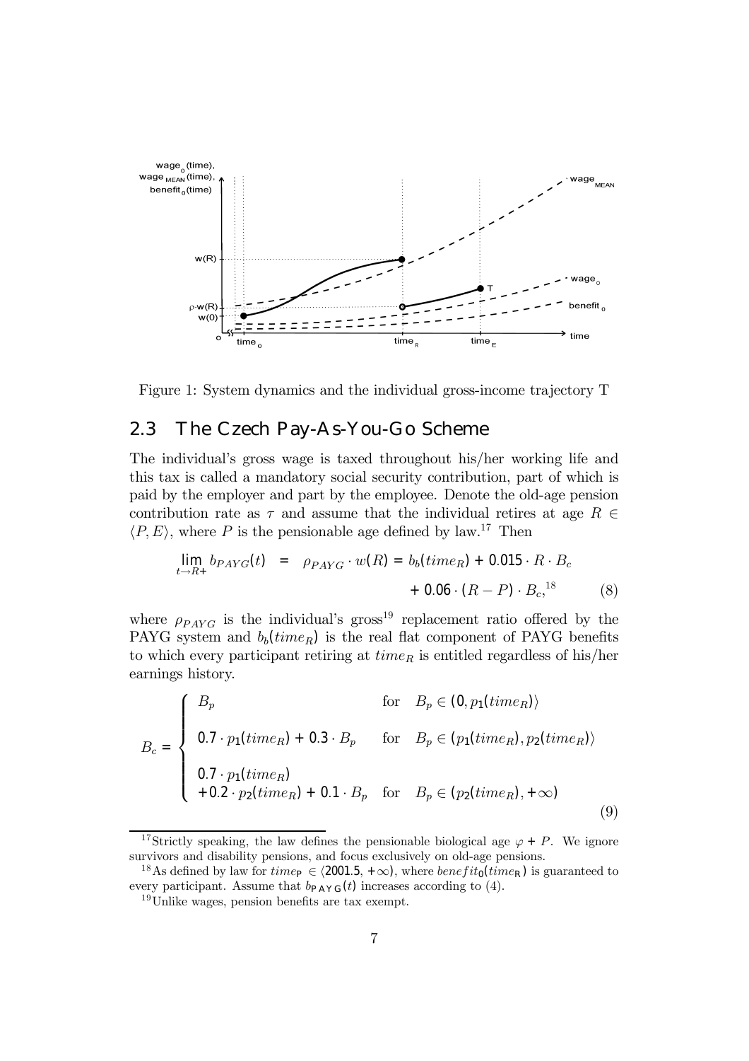Figure 1: System dynamics and the individual gross-income trajectory T

## 2.3 The Czech Pay-As-You-Go Scheme

The individual's gross wage is taxed throughout his/her working life and this tax is called a mandatory social security contribution, part of which is paid by the employer and part by the employee. Denote the old-age pension contribution rate as $\tau$ and assume that the individual retires at age $R \in \langle P, E \rangle$, where $P$ is the pensionable age defined by law.[17] Then

$$\lim_{t \to R+} b_{PAYG}(t) = \rho_{PAYG} \cdot w(R) = b_b(time_R) + 0.015 \cdot R \cdot B_c + 0.06 \cdot (R - P) \cdot B_c, \quad (8)$$

[18]

where $\rho_{PAYG}$ is the individual's gross[19] replacement ratio offered by the PAYG system and $b_b(time_R)$ is the real flat component of PAYG benefits to which every participant retiring at $time_R$ is entitled regardless of his/her earnings history.

$$B_c = \begin{cases} B_p & \text{for} \quad B_p \in (0, p_1(time_R)\rangle \\ 0.7 \cdot p_1(time_R) + 0.3 \cdot B_p & \text{for} \quad B_p \in (p_1(time_R), p_2(time_R)\rangle \\ 0.7 \cdot p_1(time_R) \\ \quad + 0.2 \cdot p_2(time_R) + 0.1 \cdot B_p & \text{for} \quad B_p \in (p_2(time_R), +\infty) \end{cases} \quad (9)$$

[17] Strictly speaking, the law defines the pensionable biological age $\varphi + P$. We ignore survivors and disability pensions, and focus exclusively on old-age pensions.

[18] As defined by law for $time_P \in \langle 2001.5, +\infty)$, where $benefit_0(time_R)$ is guaranteed to every participant. Assume that $b_{PAYG}(t)$ increases according to (4).

[19] Unlike wages, pension benefits are tax exempt.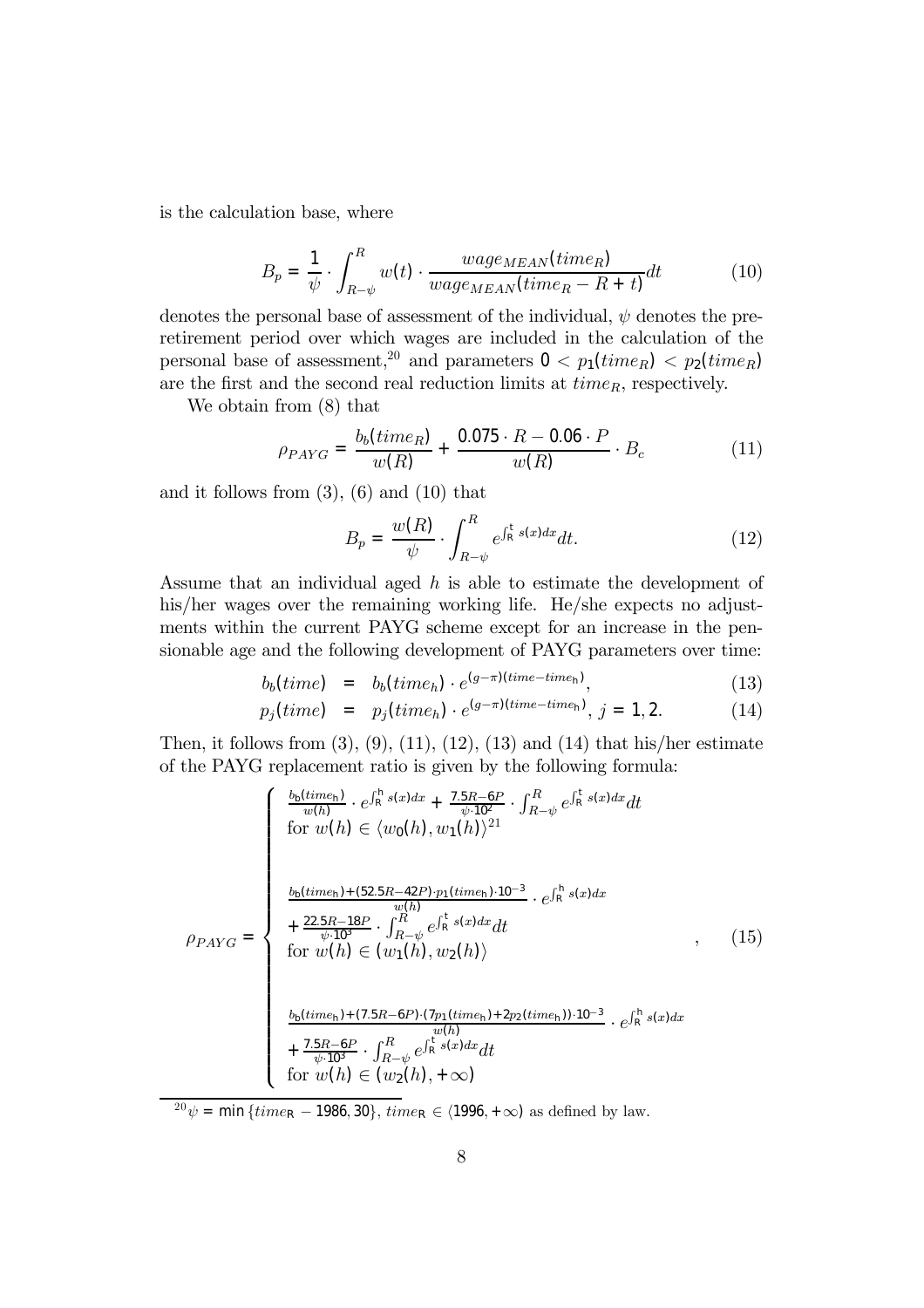is the calculation base, where

$$B_p = \frac{1}{\psi} \cdot \int_{R-\psi}^{R} w(t) \cdot \frac{wage_{MEAN}(time_R)}{wage_{MEAN}(time_R - R + t)} dt \tag{10}$$

denotes the personal base of assessment of the individual, $\psi$ denotes the pre-retirement period over which wages are included in the calculation of the personal base of assessment,[20] and parameters $0 < p_1(time_R) < p_2(time_R)$ are the first and the second real reduction limits at $time_R$, respectively.

We obtain from (8) that

$$\rho_{PAYG} = \frac{b_b(time_R)}{w(R)} + \frac{0.075 \cdot R - 0.06 \cdot P}{w(R)} \cdot B_c \tag{11}$$

and it follows from (3), (6) and (10) that

$$B_p = \frac{w(R)}{\psi} \cdot \int_{R-\psi}^{R} e^{\int_R^t s(x)dx} dt. \tag{12}$$

Assume that an individual aged $h$ is able to estimate the development of his/her wages over the remaining working life. He/she expects no adjustments within the current PAYG scheme except for an increase in the pensionable age and the following development of PAYG parameters over time:

$$b_b(time) = b_b(time_h) \cdot e^{(g-\pi)(time - time_h)}, \tag{13}$$

$$p_j(time) = p_j(time_h) \cdot e^{(g-\pi)(time - time_h)}, \; j = 1, 2. \tag{14}$$

Then, it follows from (3), (9), (11), (12), (13) and (14) that his/her estimate of the PAYG replacement ratio is given by the following formula:

$$\rho_{PAYG} = \begin{cases} \frac{b_b(time_h)}{w(h)} \cdot e^{\int_R^h s(x)dx} + \frac{7.5R - 6P}{\psi \cdot 10^2} \cdot \int_{R-\psi}^{R} e^{\int_R^t s(x)dx} dt \\ \text{for } w(h) \in \langle w_0(h), w_1(h) \rangle^{21} \\ \\ \frac{b_b(time_h) + (52.5R - 42P) \cdot p_1(time_h) \cdot 10^{-3}}{w(h)} \cdot e^{\int_R^h s(x)dx} \\ + \frac{22.5R - 18P}{\psi \cdot 10^3} \cdot \int_{R-\psi}^{R} e^{\int_R^t s(x)dx} dt \\ \text{for } w(h) \in (w_1(h), w_2(h) \rangle \\ \\ \frac{b_b(time_h) + (7.5R - 6P) \cdot (7p_1(time_h) + 2p_2(time_h)) \cdot 10^{-3}}{w(h)} \cdot e^{\int_R^h s(x)dx} \\ + \frac{7.5R - 6P}{\psi \cdot 10^3} \cdot \int_{R-\psi}^{R} e^{\int_R^t s(x)dx} dt \\ \text{for } w(h) \in (w_2(h), +\infty) \end{cases}, \tag{15}$$

[20] $\psi = \min \{time_R - 1986, 30\}$, $time_R \in \langle 1996, +\infty)$ as defined by law.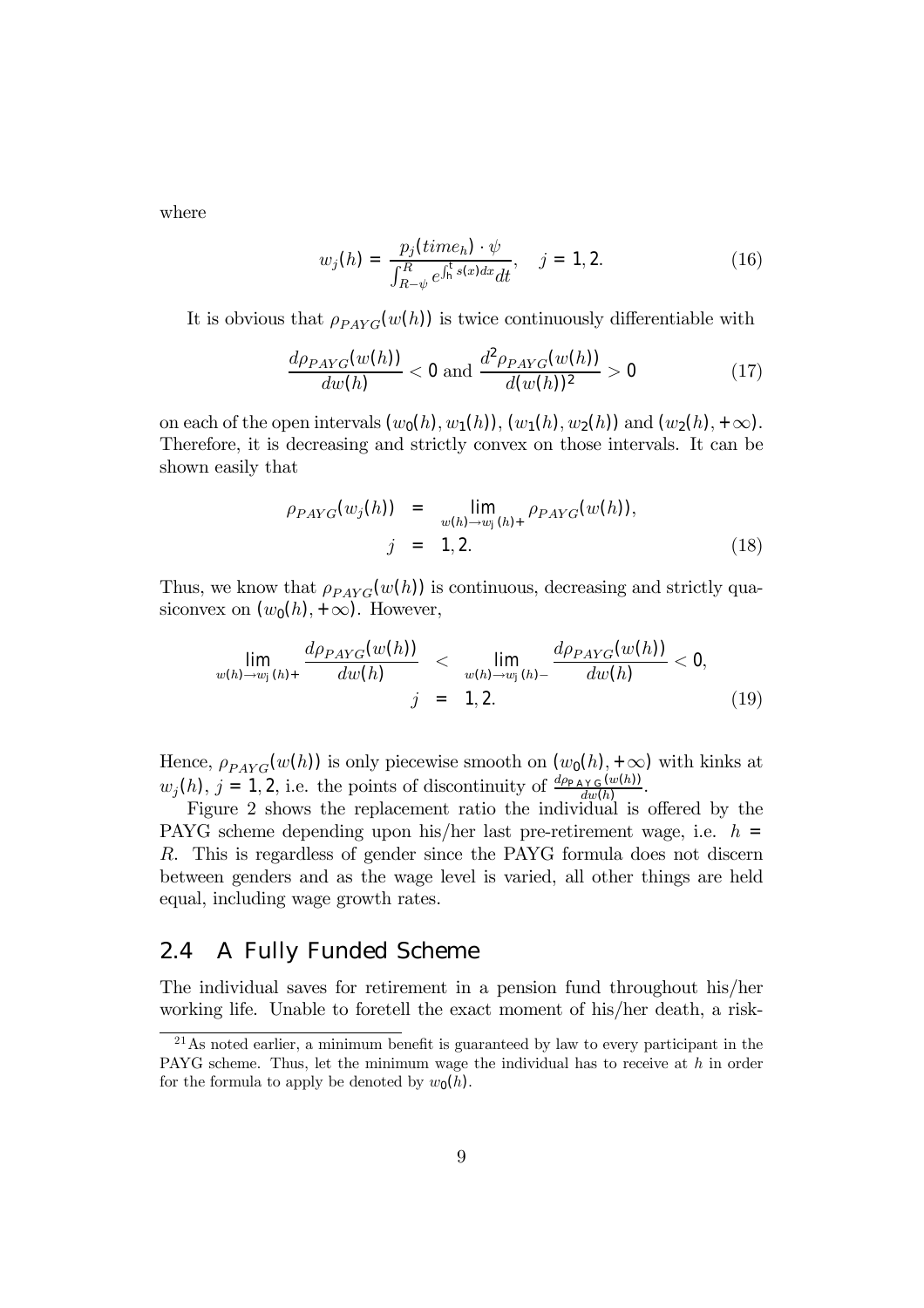where

$$w_j(h) = \frac{p_j(time_h) \cdot \psi}{\int_{R-\psi}^{R} e^{\int_h^t s(x)dx} dt}, \quad j = 1, 2. \tag{16}$$

It is obvious that $\rho_{PAYG}(w(h))$ is twice continuously differentiable with

$$\frac{d\rho_{PAYG}(w(h))}{dw(h)} < 0 \text{ and } \frac{d^2\rho_{PAYG}(w(h))}{d(w(h))^2} > 0 \tag{17}$$

on each of the open intervals $(w_0(h), w_1(h))$, $(w_1(h), w_2(h))$ and $(w_2(h), +\infty)$. Therefore, it is decreasing and strictly convex on those intervals. It can be shown easily that

$$\begin{aligned} \rho_{PAYG}(w_j(h)) &= \lim_{w(h) \to w_j(h)+} \rho_{PAYG}(w(h)), \\ j &= 1, 2. \end{aligned} \tag{18}$$

Thus, we know that $\rho_{PAYG}(w(h))$ is continuous, decreasing and strictly quasiconvex on $(w_0(h), +\infty)$. However,

$$\begin{aligned} \lim_{w(h) \to w_j(h)+} \frac{d\rho_{PAYG}(w(h))}{dw(h)} &< \lim_{w(h) \to w_j(h)-} \frac{d\rho_{PAYG}(w(h))}{dw(h)} < 0, \\ j &= 1, 2. \end{aligned} \tag{19}$$

Hence, $\rho_{PAYG}(w(h))$ is only piecewise smooth on $(w_0(h), +\infty)$ with kinks at $w_j(h)$, $j = 1, 2$, i.e. the points of discontinuity of $\frac{d\rho_{PAYG}(w(h))}{dw(h)}$.

Figure 2 shows the replacement ratio the individual is offered by the PAYG scheme depending upon his/her last pre-retirement wage, i.e. $h = R$. This is regardless of gender since the PAYG formula does not discern between genders and as the wage level is varied, all other things are held equal, including wage growth rates.

## 2.4 A Fully Funded Scheme

The individual saves for retirement in a pension fund throughout his/her working life. Unable to foretell the exact moment of his/her death, a risk-

---

[21] As noted earlier, a minimum benefit is guaranteed by law to every participant in the PAYG scheme. Thus, let the minimum wage the individual has to receive at $h$ in order for the formula to apply be denoted by $w_0(h)$.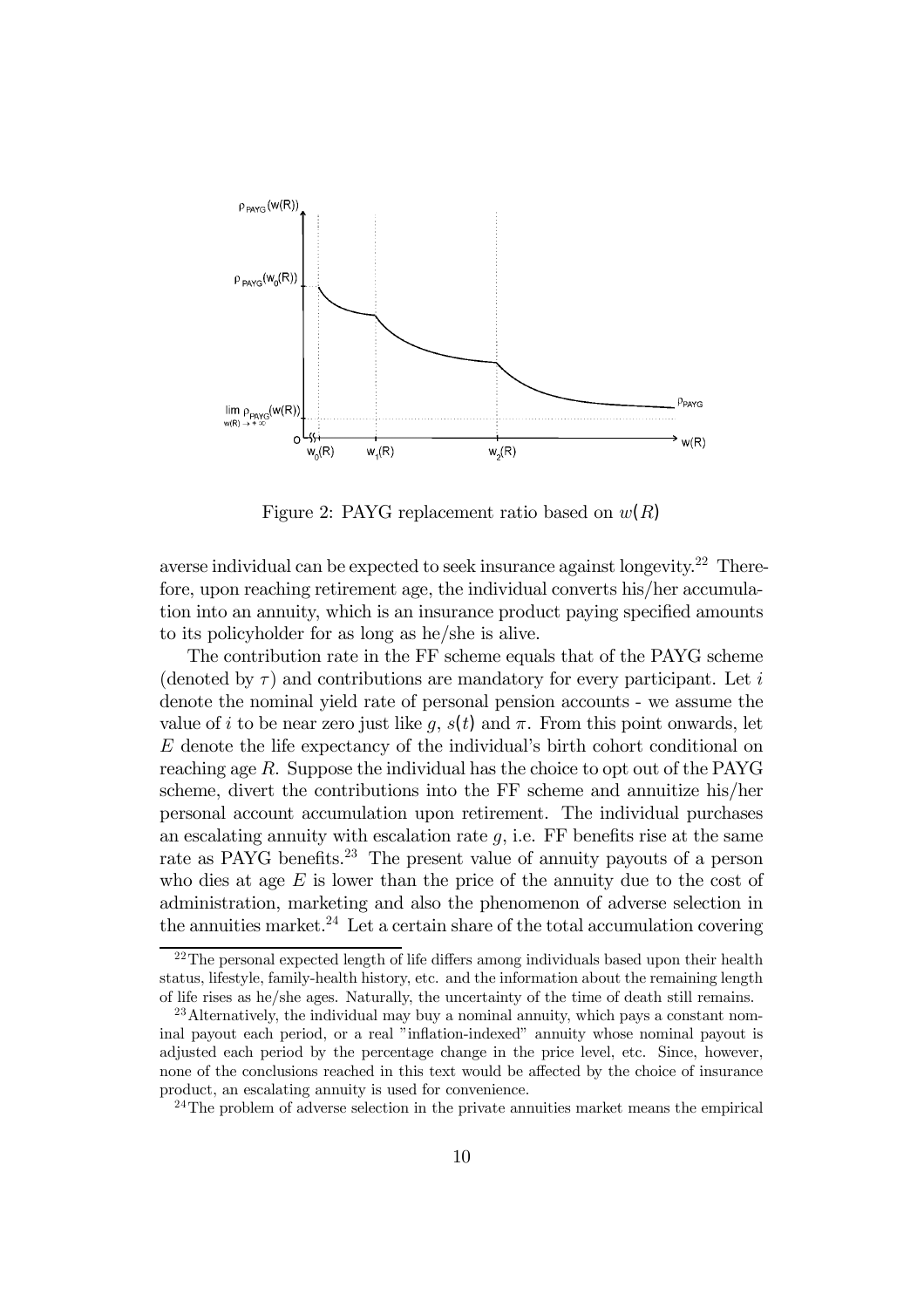Figure 2: PAYG replacement ratio based on $w(R)$

averse individual can be expected to seek insurance against longevity.[22] Therefore, upon reaching retirement age, the individual converts his/her accumulation into an annuity, which is an insurance product paying specified amounts to its policyholder for as long as he/she is alive.

The contribution rate in the FF scheme equals that of the PAYG scheme (denoted by $\tau$) and contributions are mandatory for every participant. Let $i$ denote the nominal yield rate of personal pension accounts - we assume the value of $i$ to be near zero just like $g$, $s(t)$ and $\pi$. From this point onwards, let $E$ denote the life expectancy of the individual's birth cohort conditional on reaching age $R$. Suppose the individual has the choice to opt out of the PAYG scheme, divert the contributions into the FF scheme and annuitize his/her personal account accumulation upon retirement. The individual purchases an escalating annuity with escalation rate $g$, i.e. FF benefits rise at the same rate as PAYG benefits.[23] The present value of annuity payouts of a person who dies at age $E$ is lower than the price of the annuity due to the cost of administration, marketing and also the phenomenon of adverse selection in the annuities market.[24] Let a certain share of the total accumulation covering

---

[22] The personal expected length of life differs among individuals based upon their health status, lifestyle, family-health history, etc. and the information about the remaining length of life rises as he/she ages. Naturally, the uncertainty of the time of death still remains.

[23] Alternatively, the individual may buy a nominal annuity, which pays a constant nominal payout each period, or a real "inflation-indexed" annuity whose nominal payout is adjusted each period by the percentage change in the price level, etc. Since, however, none of the conclusions reached in this text would be affected by the choice of insurance product, an escalating annuity is used for convenience.

[24] The problem of adverse selection in the private annuities market means the empirical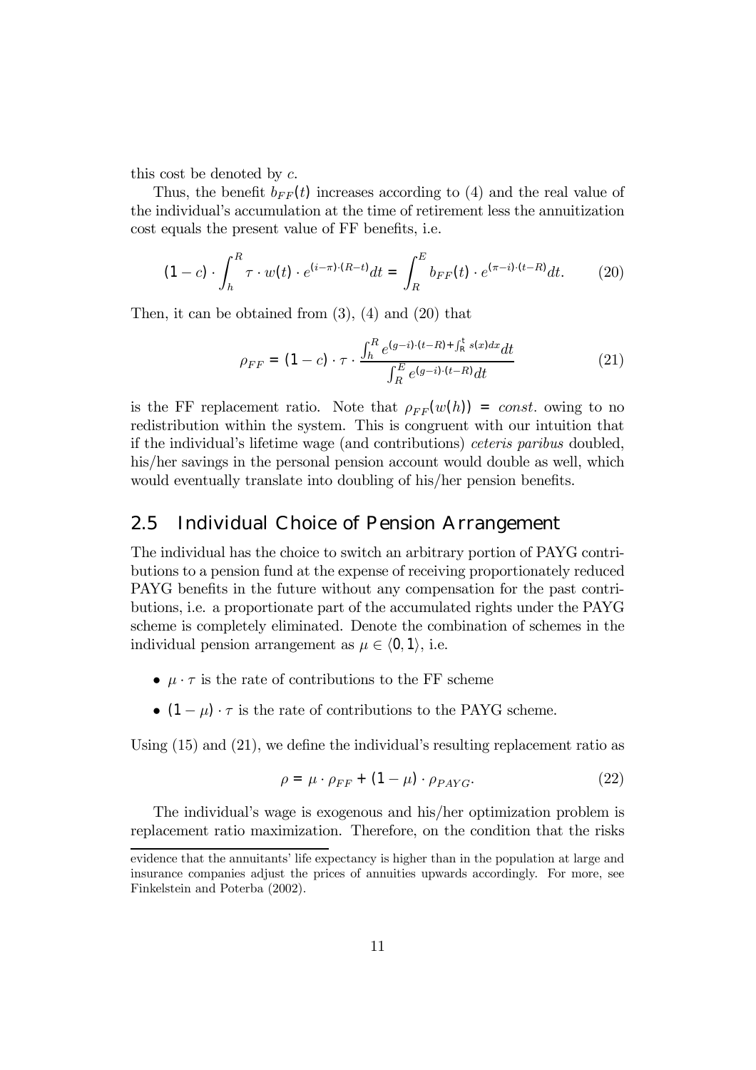this cost be denoted by $c$.

Thus, the benefit $b_{FF}(t)$ increases according to (4) and the real value of the individual's accumulation at the time of retirement less the annuitization cost equals the present value of FF benefits, i.e.

$$(1-c) \cdot \int_h^R \tau \cdot w(t) \cdot e^{(i-\pi)\cdot(R-t)} dt = \int_R^E b_{FF}(t) \cdot e^{(\pi-i)\cdot(t-R)} dt. \tag{20}$$

Then, it can be obtained from (3), (4) and (20) that

$$\rho_{FF} = (1-c) \cdot \tau \cdot \frac{\int_h^R e^{(g-i)\cdot(t-R)+\int_R^t s(x)dx} dt}{\int_R^E e^{(g-i)\cdot(t-R)} dt} \tag{21}$$

is the FF replacement ratio. Note that $\rho_{FF}(w(h)) = const.$ owing to no redistribution within the system. This is congruent with our intuition that if the individual's lifetime wage (and contributions) *ceteris paribus* doubled, his/her savings in the personal pension account would double as well, which would eventually translate into doubling of his/her pension benefits.

## 2.5 Individual Choice of Pension Arrangement

The individual has the choice to switch an arbitrary portion of PAYG contributions to a pension fund at the expense of receiving proportionately reduced PAYG benefits in the future without any compensation for the past contributions, i.e. a proportionate part of the accumulated rights under the PAYG scheme is completely eliminated. Denote the combination of schemes in the individual pension arrangement as $\mu \in \langle 0, 1 \rangle$, i.e.

- $\mu \cdot \tau$ is the rate of contributions to the FF scheme
- $(1-\mu) \cdot \tau$ is the rate of contributions to the PAYG scheme.

Using (15) and (21), we define the individual's resulting replacement ratio as

$$\rho = \mu \cdot \rho_{FF} + (1-\mu) \cdot \rho_{PAYG}. \tag{22}$$

The individual's wage is exogenous and his/her optimization problem is replacement ratio maximization. Therefore, on the condition that the risks

evidence that the annuitants' life expectancy is higher than in the population at large and insurance companies adjust the prices of annuities upwards accordingly. For more, see Finkelstein and Poterba (2002).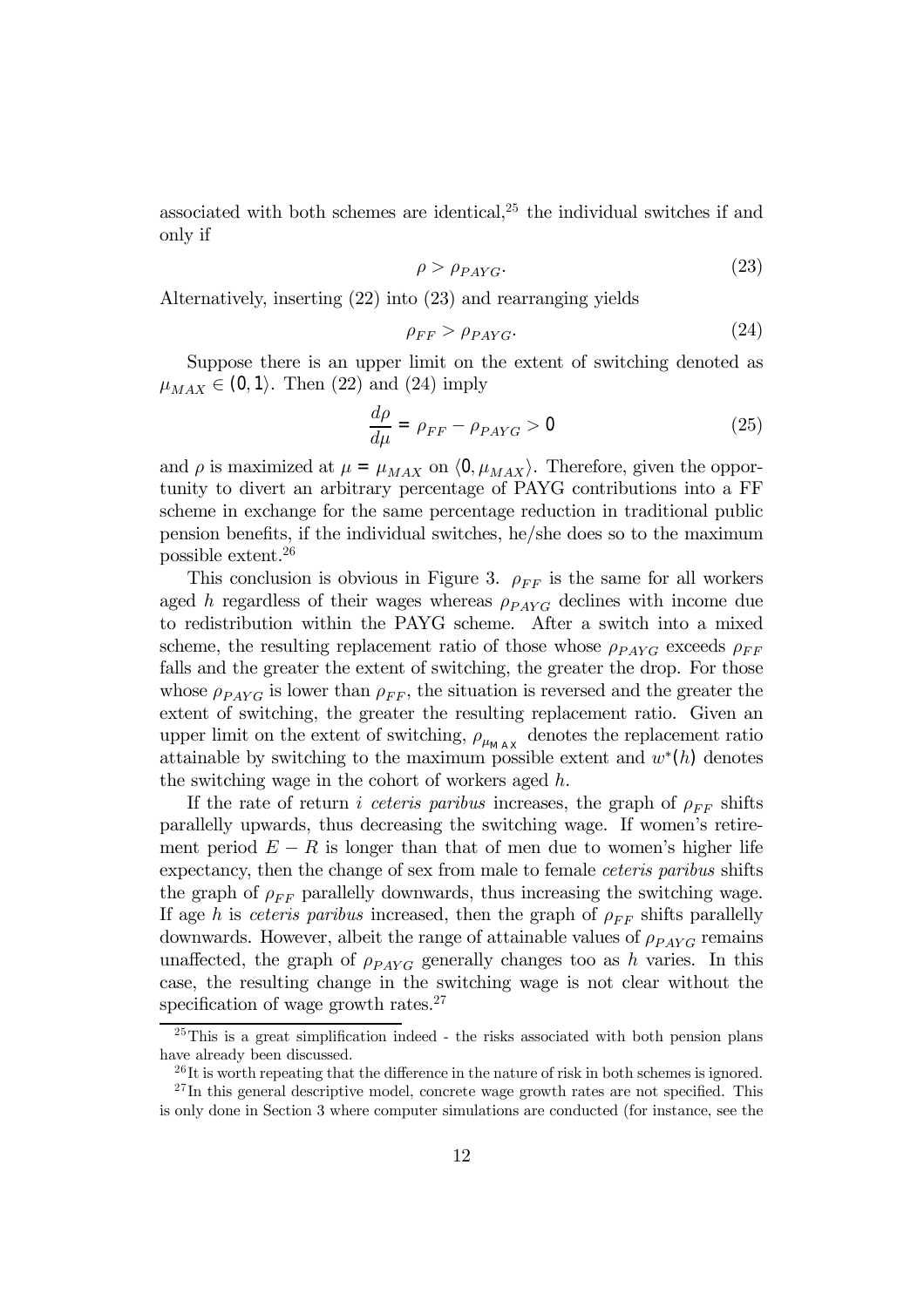associated with both schemes are identical,[25] the individual switches if and only if

$$\rho > \rho_{PAYG}. \tag{23}$$

Alternatively, inserting (22) into (23) and rearranging yields

$$\rho_{FF} > \rho_{PAYG}. \tag{24}$$

Suppose there is an upper limit on the extent of switching denoted as $\mu_{MAX} \in (0, 1\rangle$. Then (22) and (24) imply

$$\frac{d\rho}{d\mu} = \rho_{FF} - \rho_{PAYG} > 0 \tag{25}$$

and $\rho$ is maximized at $\mu = \mu_{MAX}$ on $\langle 0, \mu_{MAX}\rangle$. Therefore, given the opportunity to divert an arbitrary percentage of PAYG contributions into a FF scheme in exchange for the same percentage reduction in traditional public pension benefits, if the individual switches, he/she does so to the maximum possible extent.[26]

This conclusion is obvious in Figure 3. $\rho_{FF}$ is the same for all workers aged $h$ regardless of their wages whereas $\rho_{PAYG}$ declines with income due to redistribution within the PAYG scheme. After a switch into a mixed scheme, the resulting replacement ratio of those whose $\rho_{PAYG}$ exceeds $\rho_{FF}$ falls and the greater the extent of switching, the greater the drop. For those whose $\rho_{PAYG}$ is lower than $\rho_{FF}$, the situation is reversed and the greater the extent of switching, the greater the resulting replacement ratio. Given an upper limit on the extent of switching, $\rho_{\mu_{MAX}}$ denotes the replacement ratio attainable by switching to the maximum possible extent and $w^*(h)$ denotes the switching wage in the cohort of workers aged $h$.

If the rate of return $i$ *ceteris paribus* increases, the graph of $\rho_{FF}$ shifts parallelly upwards, thus decreasing the switching wage. If women's retirement period $E - R$ is longer than that of men due to women's higher life expectancy, then the change of sex from male to female *ceteris paribus* shifts the graph of $\rho_{FF}$ parallelly downwards, thus increasing the switching wage. If age $h$ is *ceteris paribus* increased, then the graph of $\rho_{FF}$ shifts parallelly downwards. However, albeit the range of attainable values of $\rho_{PAYG}$ remains unaffected, the graph of $\rho_{PAYG}$ generally changes too as $h$ varies. In this case, the resulting change in the switching wage is not clear without the specification of wage growth rates.[27]

---

[25] This is a great simplification indeed - the risks associated with both pension plans have already been discussed.

[26] It is worth repeating that the difference in the nature of risk in both schemes is ignored.

[27] In this general descriptive model, concrete wage growth rates are not specified. This is only done in Section 3 where computer simulations are conducted (for instance, see the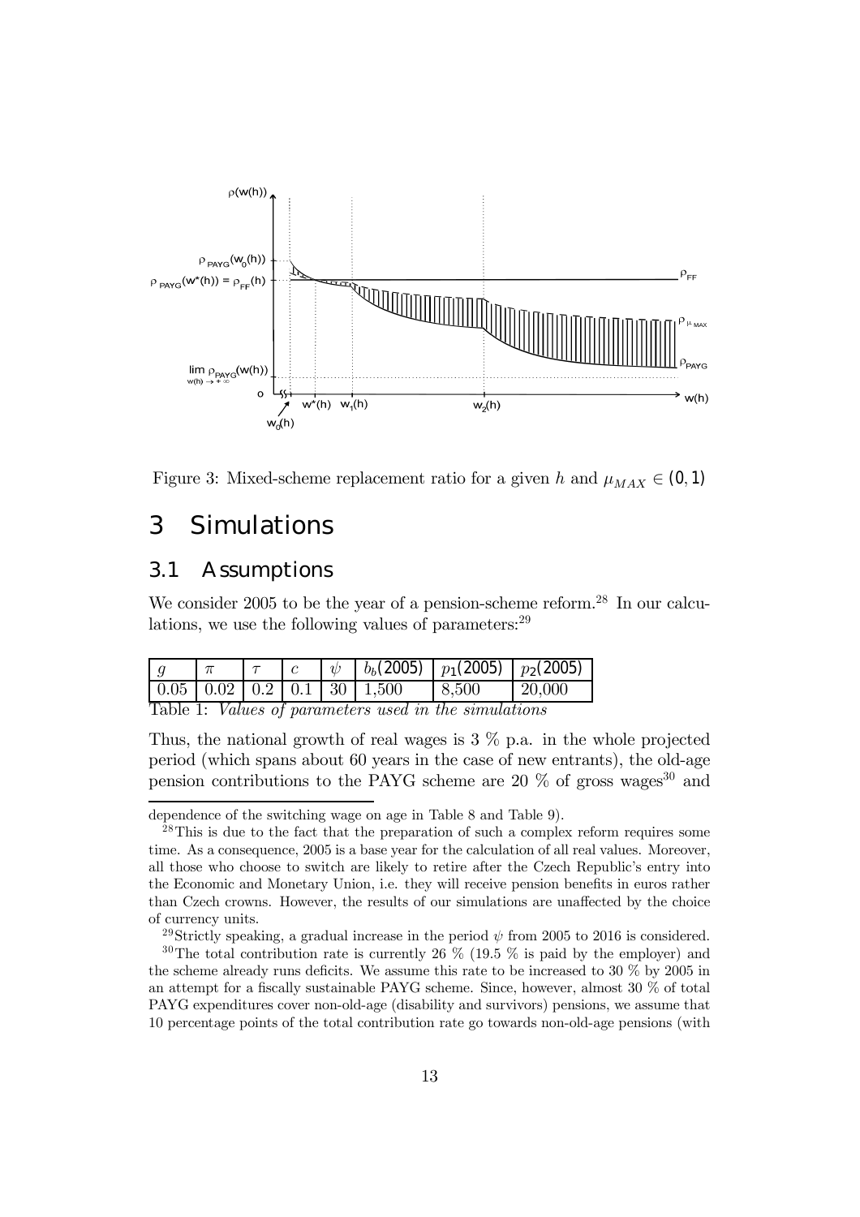Figure 3: Mixed-scheme replacement ratio for a given $h$ and $\mu_{MAX} \in (0, 1)$

# 3 Simulations

## 3.1 Assumptions

We consider 2005 to be the year of a pension-scheme reform.[28] In our calculations, we use the following values of parameters:[29]

| $g$ | $\pi$ | $\tau$ | $c$ | $\psi$ | $b_b$(2005) | $p_1$(2005) | $p_2$(2005) |
|---|---|---|---|---|---|---|---|
| 0.05 | 0.02 | 0.2 | 0.1 | 30 | 1,500 | 8,500 | 20,000 |

Table 1: *Values of parameters used in the simulations*

Thus, the national growth of real wages is 3 % p.a. in the whole projected period (which spans about 60 years in the case of new entrants), the old-age pension contributions to the PAYG scheme are 20 % of gross wages[30] and

dependence of the switching wage on age in Table 8 and Table 9).

[28] This is due to the fact that the preparation of such a complex reform requires some time. As a consequence, 2005 is a base year for the calculation of all real values. Moreover, all those who choose to switch are likely to retire after the Czech Republic's entry into the Economic and Monetary Union, i.e. they will receive pension benefits in euros rather than Czech crowns. However, the results of our simulations are unaffected by the choice of currency units.

[29] Strictly speaking, a gradual increase in the period $\psi$ from 2005 to 2016 is considered.

[30] The total contribution rate is currently 26 % (19.5 % is paid by the employer) and the scheme already runs deficits. We assume this rate to be increased to 30 % by 2005 in an attempt for a fiscally sustainable PAYG scheme. Since, however, almost 30 % of total PAYG expenditures cover non-old-age (disability and survivors) pensions, we assume that 10 percentage points of the total contribution rate go towards non-old-age pensions (with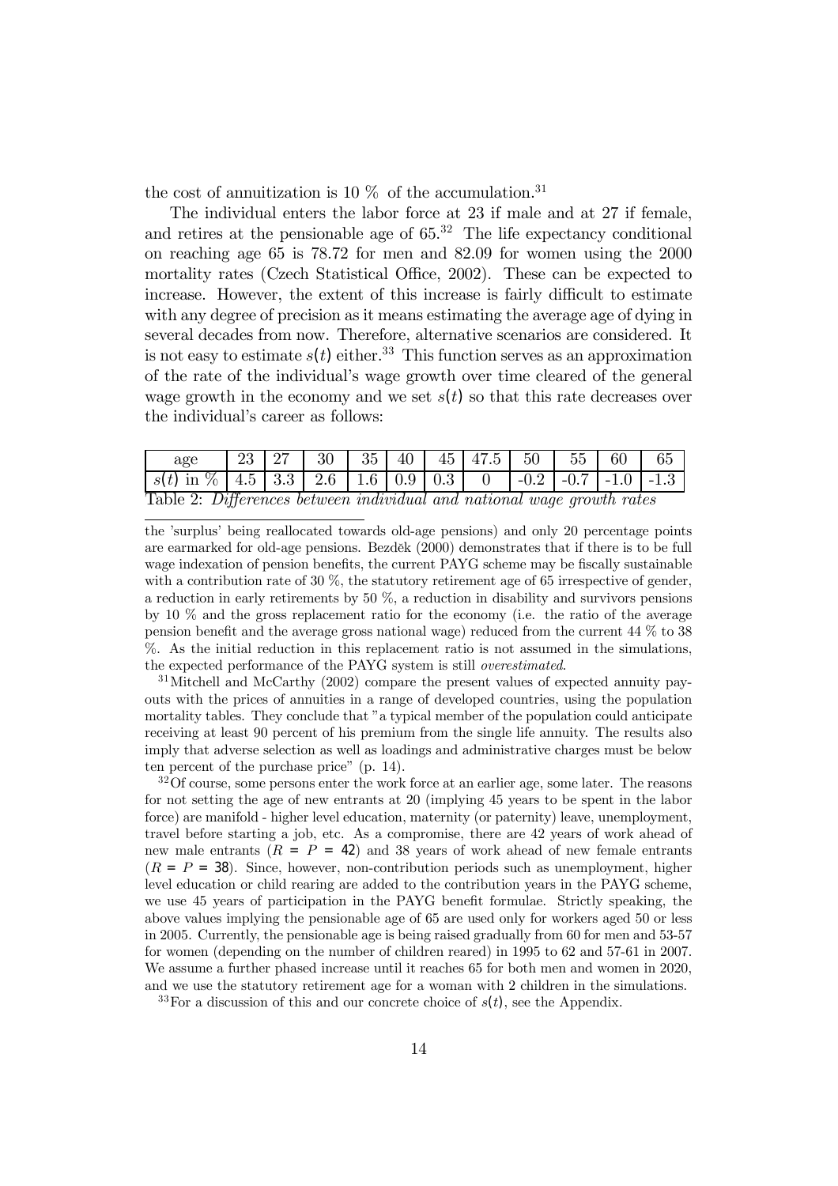the cost of annuitization is 10 % of the accumulation.[31]

The individual enters the labor force at 23 if male and at 27 if female, and retires at the pensionable age of 65.[32] The life expectancy conditional on reaching age 65 is 78.72 for men and 82.09 for women using the 2000 mortality rates (Czech Statistical Office, 2002). These can be expected to increase. However, the extent of this increase is fairly difficult to estimate with any degree of precision as it means estimating the average age of dying in several decades from now. Therefore, alternative scenarios are considered. It is not easy to estimate $s(t)$ either.[33] This function serves as an approximation of the rate of the individual's wage growth over time cleared of the general wage growth in the economy and we set $s(t)$ so that this rate decreases over the individual's career as follows:

| age | 23 | 27 | 30 | 35 | 40 | 45 | 47.5 | 50 | 55 | 60 | 65 |
|---|---|---|---|---|---|---|---|---|---|---|---|
| $s(t)$ in % | 4.5 | 3.3 | 2.6 | 1.6 | 0.9 | 0.3 | 0 | -0.2 | -0.7 | -1.0 | -1.3 |

Table 2: *Differences between individual and national wage growth rates*

---

the 'surplus' being reallocated towards old-age pensions) and only 20 percentage points are earmarked for old-age pensions. Bezděk (2000) demonstrates that if there is to be full wage indexation of pension benefits, the current PAYG scheme may be fiscally sustainable with a contribution rate of 30 %, the statutory retirement age of 65 irrespective of gender, a reduction in early retirements by 50 %, a reduction in disability and survivors pensions by 10 % and the gross replacement ratio for the economy (i.e. the ratio of the average pension benefit and the average gross national wage) reduced from the current 44 % to 38 %. As the initial reduction in this replacement ratio is not assumed in the simulations, the expected performance of the PAYG system is still *overestimated*.

[31] Mitchell and McCarthy (2002) compare the present values of expected annuity payouts with the prices of annuities in a range of developed countries, using the population mortality tables. They conclude that "a typical member of the population could anticipate receiving at least 90 percent of his premium from the single life annuity. The results also imply that adverse selection as well as loadings and administrative charges must be below ten percent of the purchase price" (p. 14).

[32] Of course, some persons enter the work force at an earlier age, some later. The reasons for not setting the age of new entrants at 20 (implying 45 years to be spent in the labor force) are manifold - higher level education, maternity (or paternity) leave, unemployment, travel before starting a job, etc. As a compromise, there are 42 years of work ahead of new male entrants ($R = P = 42$) and 38 years of work ahead of new female entrants ($R = P = 38$). Since, however, non-contribution periods such as unemployment, higher level education or child rearing are added to the contribution years in the PAYG scheme, we use 45 years of participation in the PAYG benefit formulae. Strictly speaking, the above values implying the pensionable age of 65 are used only for workers aged 50 or less in 2005. Currently, the pensionable age is being raised gradually from 60 for men and 53-57 for women (depending on the number of children reared) in 1995 to 62 and 57-61 in 2007. We assume a further phased increase until it reaches 65 for both men and women in 2020, and we use the statutory retirement age for a woman with 2 children in the simulations.

[33] For a discussion of this and our concrete choice of $s(t)$, see the Appendix.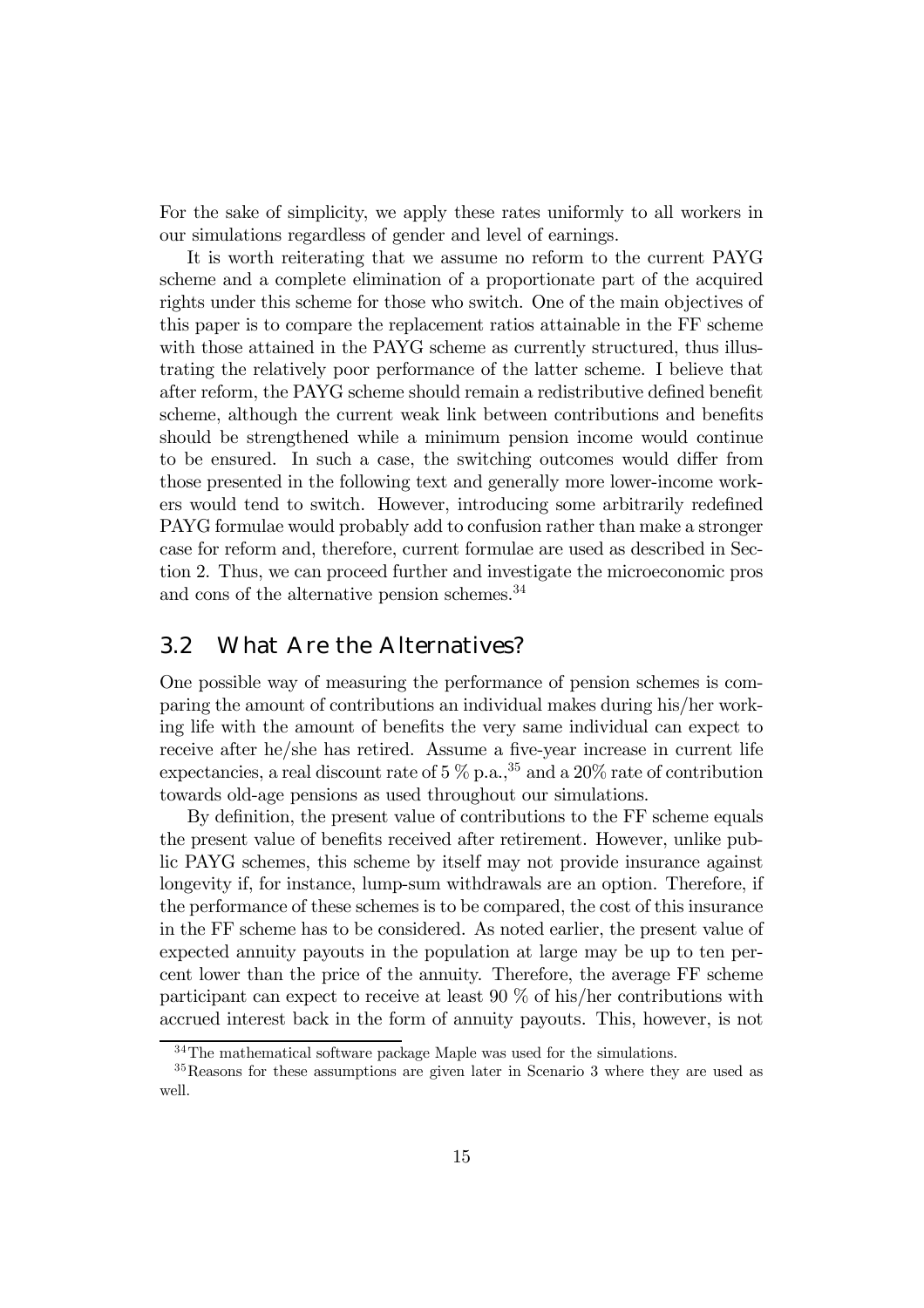For the sake of simplicity, we apply these rates uniformly to all workers in our simulations regardless of gender and level of earnings.

It is worth reiterating that we assume no reform to the current PAYG scheme and a complete elimination of a proportionate part of the acquired rights under this scheme for those who switch. One of the main objectives of this paper is to compare the replacement ratios attainable in the FF scheme with those attained in the PAYG scheme as currently structured, thus illustrating the relatively poor performance of the latter scheme. I believe that after reform, the PAYG scheme should remain a redistributive defined benefit scheme, although the current weak link between contributions and benefits should be strengthened while a minimum pension income would continue to be ensured. In such a case, the switching outcomes would differ from those presented in the following text and generally more lower-income workers would tend to switch. However, introducing some arbitrarily redefined PAYG formulae would probably add to confusion rather than make a stronger case for reform and, therefore, current formulae are used as described in Section 2. Thus, we can proceed further and investigate the microeconomic pros and cons of the alternative pension schemes.[34]

## 3.2 What Are the Alternatives?

One possible way of measuring the performance of pension schemes is comparing the amount of contributions an individual makes during his/her working life with the amount of benefits the very same individual can expect to receive after he/she has retired. Assume a five-year increase in current life expectancies, a real discount rate of 5 % p.a.,[35] and a 20% rate of contribution towards old-age pensions as used throughout our simulations.

By definition, the present value of contributions to the FF scheme equals the present value of benefits received after retirement. However, unlike public PAYG schemes, this scheme by itself may not provide insurance against longevity if, for instance, lump-sum withdrawals are an option. Therefore, if the performance of these schemes is to be compared, the cost of this insurance in the FF scheme has to be considered. As noted earlier, the present value of expected annuity payouts in the population at large may be up to ten percent lower than the price of the annuity. Therefore, the average FF scheme participant can expect to receive at least 90 % of his/her contributions with accrued interest back in the form of annuity payouts. This, however, is not

[34] The mathematical software package Maple was used for the simulations.

[35] Reasons for these assumptions are given later in Scenario 3 where they are used as well.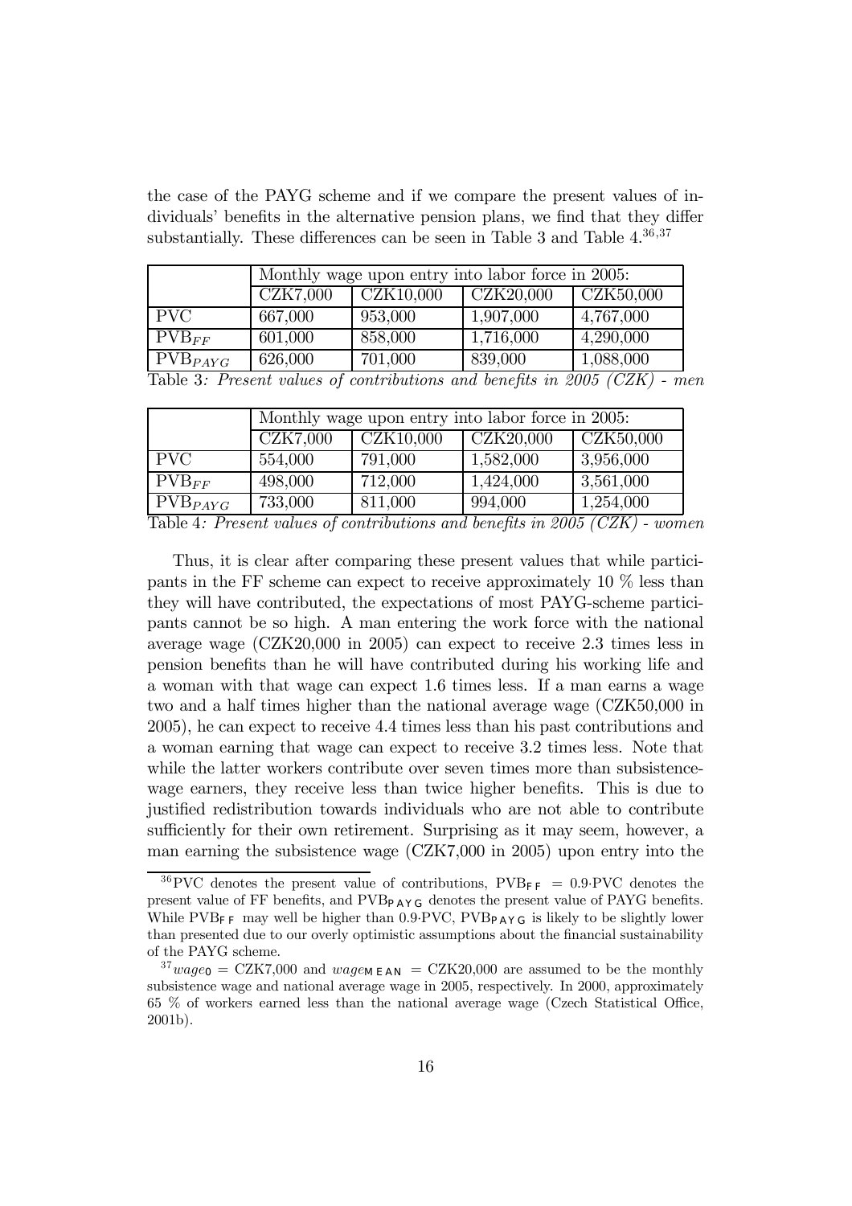the case of the PAYG scheme and if we compare the present values of individuals' benefits in the alternative pension plans, we find that they differ substantially. These differences can be seen in Table 3 and Table 4.[36,37]

| | Monthly wage upon entry into labor force in 2005: | | | |
|---|---|---|---|---|
| | CZK7,000 | CZK10,000 | CZK20,000 | CZK50,000 |
| PVC | 667,000 | 953,000 | 1,907,000 | 4,767,000 |
| $\text{PVB}_{FF}$ | 601,000 | 858,000 | 1,716,000 | 4,290,000 |
| $\text{PVB}_{PAYG}$ | 626,000 | 701,000 | 839,000 | 1,088,000 |

Table 3*: Present values of contributions and benefits in 2005 (CZK) - men*

| | Monthly wage upon entry into labor force in 2005: | | | |
|---|---|---|---|---|
| | CZK7,000 | CZK10,000 | CZK20,000 | CZK50,000 |
| PVC | 554,000 | 791,000 | 1,582,000 | 3,956,000 |
| $\text{PVB}_{FF}$ | 498,000 | 712,000 | 1,424,000 | 3,561,000 |
| $\text{PVB}_{PAYG}$ | 733,000 | 811,000 | 994,000 | 1,254,000 |

Table 4*: Present values of contributions and benefits in 2005 (CZK) - women*

Thus, it is clear after comparing these present values that while participants in the FF scheme can expect to receive approximately 10 % less than they will have contributed, the expectations of most PAYG-scheme participants cannot be so high. A man entering the work force with the national average wage (CZK20,000 in 2005) can expect to receive 2.3 times less in pension benefits than he will have contributed during his working life and a woman with that wage can expect 1.6 times less. If a man earns a wage two and a half times higher than the national average wage (CZK50,000 in 2005), he can expect to receive 4.4 times less than his past contributions and a woman earning that wage can expect to receive 3.2 times less. Note that while the latter workers contribute over seven times more than subsistence-wage earners, they receive less than twice higher benefits. This is due to justified redistribution towards individuals who are not able to contribute sufficiently for their own retirement. Surprising as it may seem, however, a man earning the subsistence wage (CZK7,000 in 2005) upon entry into the

[36] PVC denotes the present value of contributions, $\text{PVB}_{FF} = 0.9 \cdot \text{PVC}$ denotes the present value of FF benefits, and $\text{PVB}_{PAYG}$ denotes the present value of PAYG benefits. While $\text{PVB}_{FF}$ may well be higher than $0.9 \cdot \text{PVC}$, $\text{PVB}_{PAYG}$ is likely to be slightly lower than presented due to our overly optimistic assumptions about the financial sustainability of the PAYG scheme.

[37] $wage_0$ = CZK7,000 and $wage_{MEAN}$ = CZK20,000 are assumed to be the monthly subsistence wage and national average wage in 2005, respectively. In 2000, approximately 65 % of workers earned less than the national average wage (Czech Statistical Office, 2001b).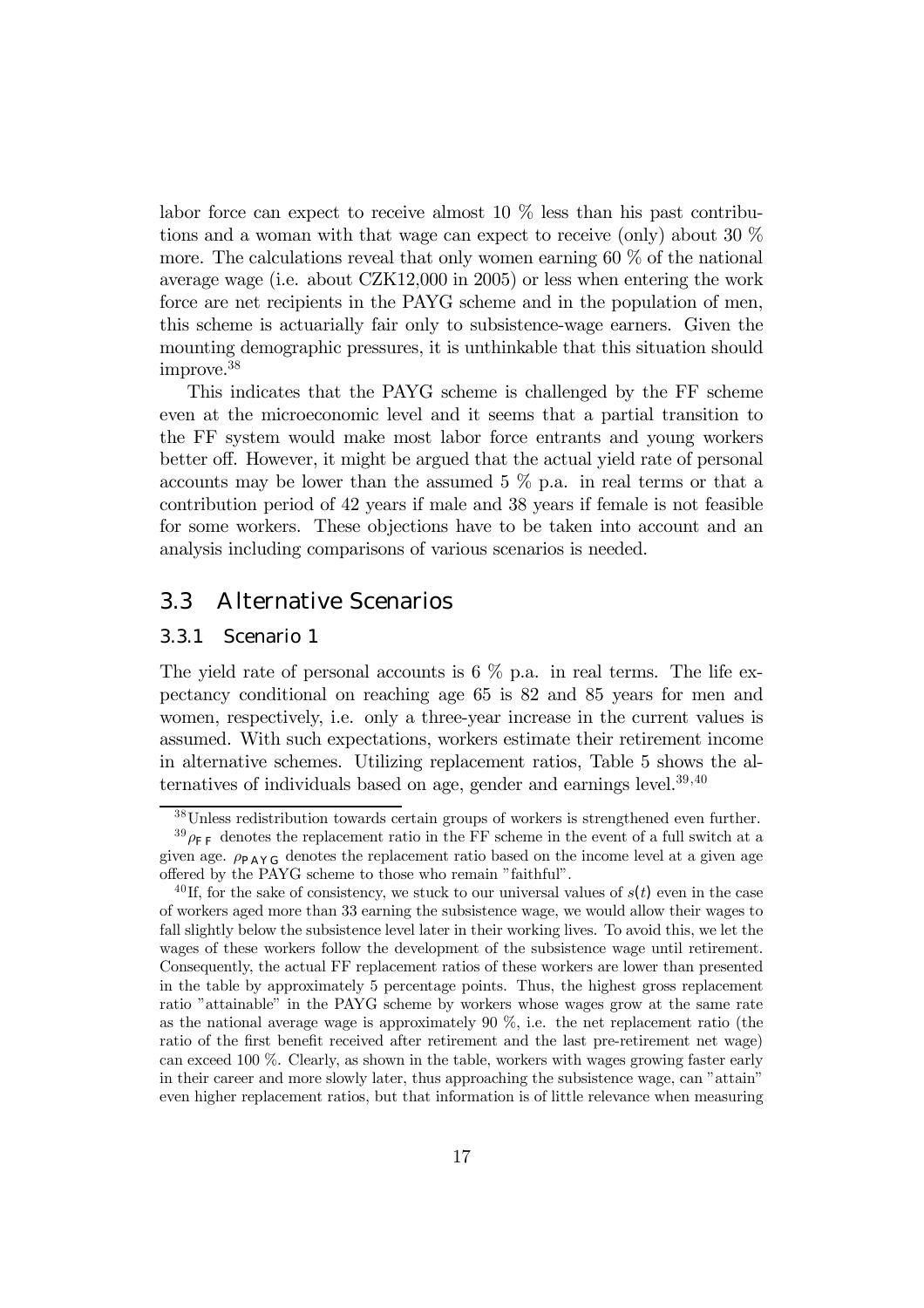labor force can expect to receive almost 10 % less than his past contributions and a woman with that wage can expect to receive (only) about 30 % more. The calculations reveal that only women earning 60 % of the national average wage (i.e. about CZK12,000 in 2005) or less when entering the work force are net recipients in the PAYG scheme and in the population of men, this scheme is actuarially fair only to subsistence-wage earners. Given the mounting demographic pressures, it is unthinkable that this situation should improve.[38]

This indicates that the PAYG scheme is challenged by the FF scheme even at the microeconomic level and it seems that a partial transition to the FF system would make most labor force entrants and young workers better off. However, it might be argued that the actual yield rate of personal accounts may be lower than the assumed 5 % p.a. in real terms or that a contribution period of 42 years if male and 38 years if female is not feasible for some workers. These objections have to be taken into account and an analysis including comparisons of various scenarios is needed.

## 3.3 Alternative Scenarios

### 3.3.1 Scenario 1

The yield rate of personal accounts is 6 % p.a. in real terms. The life expectancy conditional on reaching age 65 is 82 and 85 years for men and women, respectively, i.e. only a three-year increase in the current values is assumed. With such expectations, workers estimate their retirement income in alternative schemes. Utilizing replacement ratios, Table 5 shows the alternatives of individuals based on age, gender and earnings level.[39,40]

---

[38] Unless redistribution towards certain groups of workers is strengthened even further.

[39] $\rho_{FF}$ denotes the replacement ratio in the FF scheme in the event of a full switch at a given age. $\rho_{PAYG}$ denotes the replacement ratio based on the income level at a given age offered by the PAYG scheme to those who remain "faithful".

[40] If, for the sake of consistency, we stuck to our universal values of $s(t)$ even in the case of workers aged more than 33 earning the subsistence wage, we would allow their wages to fall slightly below the subsistence level later in their working lives. To avoid this, we let the wages of these workers follow the development of the subsistence wage until retirement. Consequently, the actual FF replacement ratios of these workers are lower than presented in the table by approximately 5 percentage points. Thus, the highest gross replacement ratio "attainable" in the PAYG scheme by workers whose wages grow at the same rate as the national average wage is approximately 90 %, i.e. the net replacement ratio (the ratio of the first benefit received after retirement and the last pre-retirement net wage) can exceed 100 %. Clearly, as shown in the table, workers with wages growing faster early in their career and more slowly later, thus approaching the subsistence wage, can "attain" even higher replacement ratios, but that information is of little relevance when measuring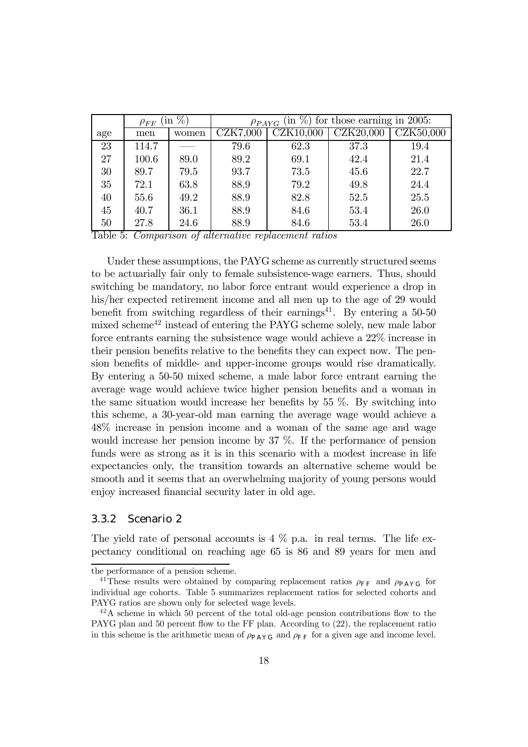| | $\rho_{FF}$ (in %) | | $\rho_{PAYG}$ (in %) for those earning in 2005: | | | |
|---|---|---|---|---|---|---|
| age | men | women | CZK7,000 | CZK10,000 | CZK20,000 | CZK50,000 |
| 23 | 114.7 | — | 79.6 | 62.3 | 37.3 | 19.4 |
| 27 | 100.6 | 89.0 | 89.2 | 69.1 | 42.4 | 21.4 |
| 30 | 89.7 | 79.5 | 93.7 | 73.5 | 45.6 | 22.7 |
| 35 | 72.1 | 63.8 | 88.9 | 79.2 | 49.8 | 24.4 |
| 40 | 55.6 | 49.2 | 88.9 | 82.8 | 52.5 | 25.5 |
| 45 | 40.7 | 36.1 | 88.9 | 84.6 | 53.4 | 26.0 |
| 50 | 27.8 | 24.6 | 88.9 | 84.6 | 53.4 | 26.0 |

Table 5: *Comparison of alternative replacement ratios*

Under these assumptions, the PAYG scheme as currently structured seems to be actuarially fair only to female subsistence-wage earners. Thus, should switching be mandatory, no labor force entrant would experience a drop in his/her expected retirement income and all men up to the age of 29 would benefit from switching regardless of their earnings[41]. By entering a 50-50 mixed scheme[42] instead of entering the PAYG scheme solely, new male labor force entrants earning the subsistence wage would achieve a 22% increase in their pension benefits relative to the benefits they can expect now. The pension benefits of middle- and upper-income groups would rise dramatically. By entering a 50-50 mixed scheme, a male labor force entrant earning the average wage would achieve twice higher pension benefits and a woman in the same situation would increase her benefits by 55 %. By switching into this scheme, a 30-year-old man earning the average wage would achieve a 48% increase in pension income and a woman of the same age and wage would increase her pension income by 37 %. If the performance of pension funds were as strong as it is in this scenario with a modest increase in life expectancies only, the transition towards an alternative scheme would be smooth and it seems that an overwhelming majority of young persons would enjoy increased financial security later in old age.

### 3.3.2 Scenario 2

The yield rate of personal accounts is 4 % p.a. in real terms. The life expectancy conditional on reaching age 65 is 86 and 89 years for men and

---

the performance of a pension scheme.

[41] These results were obtained by comparing replacement ratios $\rho_{FF}$ and $\rho_{PAYG}$ for individual age cohorts. Table 5 summarizes replacement ratios for selected cohorts and PAYG ratios are shown only for selected wage levels.

[42] A scheme in which 50 percent of the total old-age pension contributions flow to the PAYG plan and 50 percent flow to the FF plan. According to (22), the replacement ratio in this scheme is the arithmetic mean of $\rho_{PAYG}$ and $\rho_{FF}$ for a given age and income level.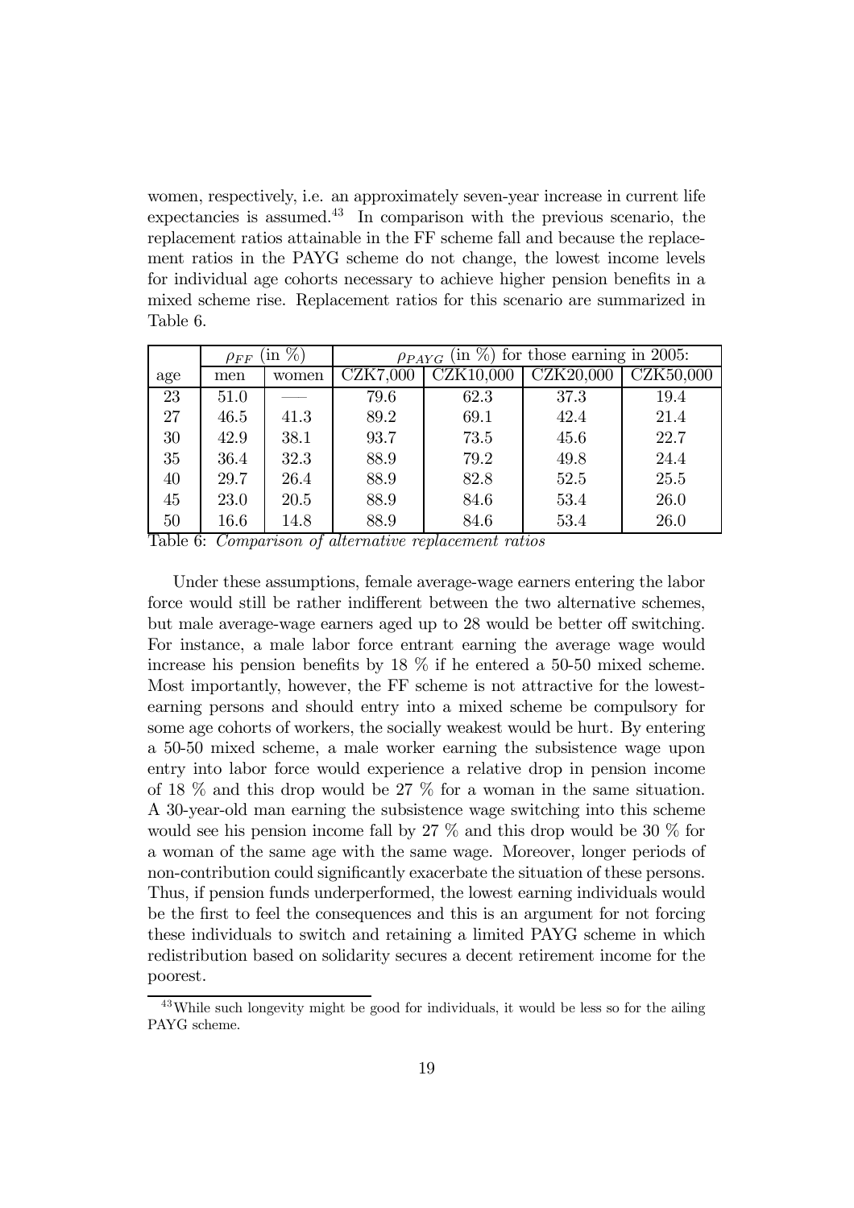women, respectively, i.e. an approximately seven-year increase in current life expectancies is assumed.[43] In comparison with the previous scenario, the replacement ratios attainable in the FF scheme fall and because the replacement ratios in the PAYG scheme do not change, the lowest income levels for individual age cohorts necessary to achieve higher pension benefits in a mixed scheme rise. Replacement ratios for this scenario are summarized in Table 6.

| | $\rho_{FF}$ (in %) | | $\rho_{PAYG}$ (in %) for those earning in 2005: | | | |
|---|---|---|---|---|---|---|
| age | men | women | CZK7,000 | CZK10,000 | CZK20,000 | CZK50,000 |
| 23 | 51.0 | — | 79.6 | 62.3 | 37.3 | 19.4 |
| 27 | 46.5 | 41.3 | 89.2 | 69.1 | 42.4 | 21.4 |
| 30 | 42.9 | 38.1 | 93.7 | 73.5 | 45.6 | 22.7 |
| 35 | 36.4 | 32.3 | 88.9 | 79.2 | 49.8 | 24.4 |
| 40 | 29.7 | 26.4 | 88.9 | 82.8 | 52.5 | 25.5 |
| 45 | 23.0 | 20.5 | 88.9 | 84.6 | 53.4 | 26.0 |
| 50 | 16.6 | 14.8 | 88.9 | 84.6 | 53.4 | 26.0 |

Table 6: *Comparison of alternative replacement ratios*

Under these assumptions, female average-wage earners entering the labor force would still be rather indifferent between the two alternative schemes, but male average-wage earners aged up to 28 would be better off switching. For instance, a male labor force entrant earning the average wage would increase his pension benefits by 18 % if he entered a 50-50 mixed scheme. Most importantly, however, the FF scheme is not attractive for the lowest-earning persons and should entry into a mixed scheme be compulsory for some age cohorts of workers, the socially weakest would be hurt. By entering a 50-50 mixed scheme, a male worker earning the subsistence wage upon entry into labor force would experience a relative drop in pension income of 18 % and this drop would be 27 % for a woman in the same situation. A 30-year-old man earning the subsistence wage switching into this scheme would see his pension income fall by 27 % and this drop would be 30 % for a woman of the same age with the same wage. Moreover, longer periods of non-contribution could significantly exacerbate the situation of these persons. Thus, if pension funds underperformed, the lowest earning individuals would be the first to feel the consequences and this is an argument for not forcing these individuals to switch and retaining a limited PAYG scheme in which redistribution based on solidarity secures a decent retirement income for the poorest.

[43] While such longevity might be good for individuals, it would be less so for the ailing PAYG scheme.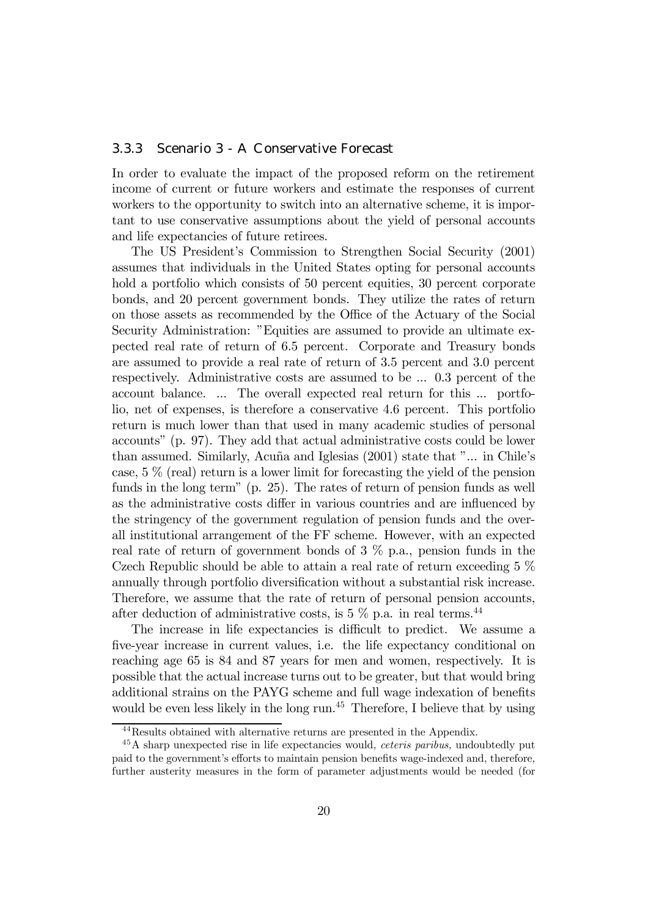### 3.3.3 Scenario 3 - A Conservative Forecast

In order to evaluate the impact of the proposed reform on the retirement income of current or future workers and estimate the responses of current workers to the opportunity to switch into an alternative scheme, it is important to use conservative assumptions about the yield of personal accounts and life expectancies of future retirees.

The US President's Commission to Strengthen Social Security (2001) assumes that individuals in the United States opting for personal accounts hold a portfolio which consists of 50 percent equities, 30 percent corporate bonds, and 20 percent government bonds. They utilize the rates of return on those assets as recommended by the Office of the Actuary of the Social Security Administration: "Equities are assumed to provide an ultimate expected real rate of return of 6.5 percent. Corporate and Treasury bonds are assumed to provide a real rate of return of 3.5 percent and 3.0 percent respectively. Administrative costs are assumed to be ... 0.3 percent of the account balance. ... The overall expected real return for this ... portfolio, net of expenses, is therefore a conservative 4.6 percent. This portfolio return is much lower than that used in many academic studies of personal accounts" (p. 97). They add that actual administrative costs could be lower than assumed. Similarly, Acuña and Iglesias (2001) state that "... in Chile's case, 5 % (real) return is a lower limit for forecasting the yield of the pension funds in the long term" (p. 25). The rates of return of pension funds as well as the administrative costs differ in various countries and are influenced by the stringency of the government regulation of pension funds and the overall institutional arrangement of the FF scheme. However, with an expected real rate of return of government bonds of 3 % p.a., pension funds in the Czech Republic should be able to attain a real rate of return exceeding 5 % annually through portfolio diversification without a substantial risk increase. Therefore, we assume that the rate of return of personal pension accounts, after deduction of administrative costs, is 5 % p.a. in real terms.[44]

The increase in life expectancies is difficult to predict. We assume a five-year increase in current values, i.e. the life expectancy conditional on reaching age 65 is 84 and 87 years for men and women, respectively. It is possible that the actual increase turns out to be greater, but that would bring additional strains on the PAYG scheme and full wage indexation of benefits would be even less likely in the long run.[45] Therefore, I believe that by using

[44] Results obtained with alternative returns are presented in the Appendix.

[45] A sharp unexpected rise in life expectancies would, *ceteris paribus,* undoubtedly put paid to the government's efforts to maintain pension benefits wage-indexed and, therefore, further austerity measures in the form of parameter adjustments would be needed (for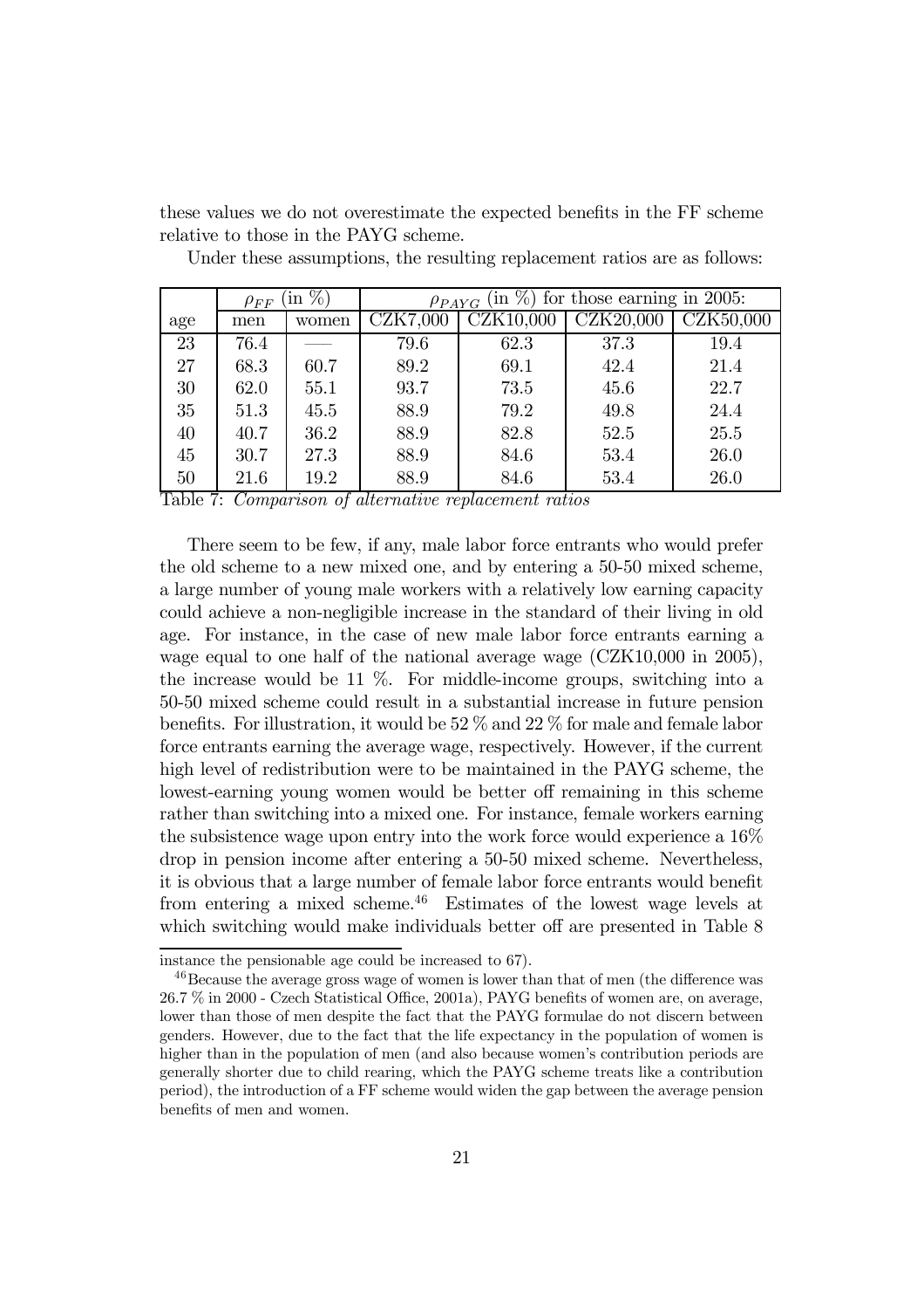these values we do not overestimate the expected benefits in the FF scheme relative to those in the PAYG scheme.

Under these assumptions, the resulting replacement ratios are as follows:

| | $\rho_{FF}$ (in %) | | $\rho_{PAYG}$ (in %) for those earning in 2005: | | | |
|---|---|---|---|---|---|---|
| age | men | women | CZK7,000 | CZK10,000 | CZK20,000 | CZK50,000 |
| 23 | 76.4 | —— | 79.6 | 62.3 | 37.3 | 19.4 |
| 27 | 68.3 | 60.7 | 89.2 | 69.1 | 42.4 | 21.4 |
| 30 | 62.0 | 55.1 | 93.7 | 73.5 | 45.6 | 22.7 |
| 35 | 51.3 | 45.5 | 88.9 | 79.2 | 49.8 | 24.4 |
| 40 | 40.7 | 36.2 | 88.9 | 82.8 | 52.5 | 25.5 |
| 45 | 30.7 | 27.3 | 88.9 | 84.6 | 53.4 | 26.0 |
| 50 | 21.6 | 19.2 | 88.9 | 84.6 | 53.4 | 26.0 |

Table 7: *Comparison of alternative replacement ratios*

There seem to be few, if any, male labor force entrants who would prefer the old scheme to a new mixed one, and by entering a 50-50 mixed scheme, a large number of young male workers with a relatively low earning capacity could achieve a non-negligible increase in the standard of their living in old age. For instance, in the case of new male labor force entrants earning a wage equal to one half of the national average wage (CZK10,000 in 2005), the increase would be 11 %. For middle-income groups, switching into a 50-50 mixed scheme could result in a substantial increase in future pension benefits. For illustration, it would be 52 % and 22 % for male and female labor force entrants earning the average wage, respectively. However, if the current high level of redistribution were to be maintained in the PAYG scheme, the lowest-earning young women would be better off remaining in this scheme rather than switching into a mixed one. For instance, female workers earning the subsistence wage upon entry into the work force would experience a 16% drop in pension income after entering a 50-50 mixed scheme. Nevertheless, it is obvious that a large number of female labor force entrants would benefit from entering a mixed scheme.[46] Estimates of the lowest wage levels at which switching would make individuals better off are presented in Table 8

instance the pensionable age could be increased to 67).

[46] Because the average gross wage of women is lower than that of men (the difference was 26.7 % in 2000 - Czech Statistical Office, 2001a), PAYG benefits of women are, on average, lower than those of men despite the fact that the PAYG formulae do not discern between genders. However, due to the fact that the life expectancy in the population of women is higher than in the population of men (and also because women's contribution periods are generally shorter due to child rearing, which the PAYG scheme treats like a contribution period), the introduction of a FF scheme would widen the gap between the average pension benefits of men and women.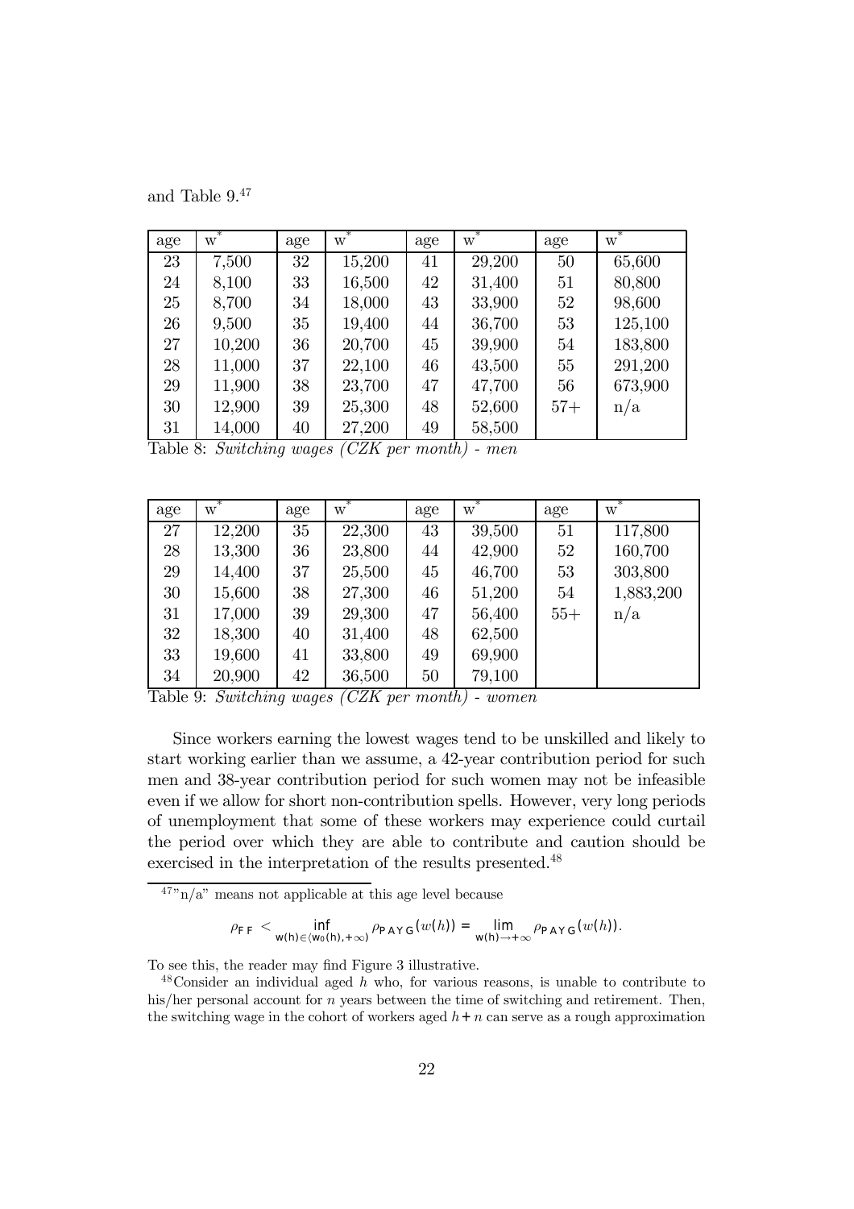and Table 9.[47]

| age | w* | age | w* | age | w* | age | w* |
|---|---|---|---|---|---|---|---|
| 23 | 7,500 | 32 | 15,200 | 41 | 29,200 | 50 | 65,600 |
| 24 | 8,100 | 33 | 16,500 | 42 | 31,400 | 51 | 80,800 |
| 25 | 8,700 | 34 | 18,000 | 43 | 33,900 | 52 | 98,600 |
| 26 | 9,500 | 35 | 19,400 | 44 | 36,700 | 53 | 125,100 |
| 27 | 10,200 | 36 | 20,700 | 45 | 39,900 | 54 | 183,800 |
| 28 | 11,000 | 37 | 22,100 | 46 | 43,500 | 55 | 291,200 |
| 29 | 11,900 | 38 | 23,700 | 47 | 47,700 | 56 | 673,900 |
| 30 | 12,900 | 39 | 25,300 | 48 | 52,600 | 57+ | n/a |
| 31 | 14,000 | 40 | 27,200 | 49 | 58,500 | | |

Table 8: *Switching wages (CZK per month) - men*

| age | w* | age | w* | age | w* | age | w* |
|---|---|---|---|---|---|---|---|
| 27 | 12,200 | 35 | 22,300 | 43 | 39,500 | 51 | 117,800 |
| 28 | 13,300 | 36 | 23,800 | 44 | 42,900 | 52 | 160,700 |
| 29 | 14,400 | 37 | 25,500 | 45 | 46,700 | 53 | 303,800 |
| 30 | 15,600 | 38 | 27,300 | 46 | 51,200 | 54 | 1,883,200 |
| 31 | 17,000 | 39 | 29,300 | 47 | 56,400 | 55+ | n/a |
| 32 | 18,300 | 40 | 31,400 | 48 | 62,500 | | |
| 33 | 19,600 | 41 | 33,800 | 49 | 69,900 | | |
| 34 | 20,900 | 42 | 36,500 | 50 | 79,100 | | |

Table 9: *Switching wages (CZK per month) - women*

Since workers earning the lowest wages tend to be unskilled and likely to start working earlier than we assume, a 42-year contribution period for such men and 38-year contribution period for such women may not be infeasible even if we allow for short non-contribution spells. However, very long periods of unemployment that some of these workers may experience could curtail the period over which they are able to contribute and caution should be exercised in the interpretation of the results presented.[48]

[47] "n/a" means not applicable at this age level because

$$\rho_{FF} < \inf_{w(h)\in\langle w_0(h),+\infty)} \rho_{PAYG}(w(h)) = \lim_{w(h)\rightarrow+\infty} \rho_{PAYG}(w(h)).$$

To see this, the reader may find Figure 3 illustrative.

[48] Consider an individual aged $h$ who, for various reasons, is unable to contribute to his/her personal account for $n$ years between the time of switching and retirement. Then, the switching wage in the cohort of workers aged $h+n$ can serve as a rough approximation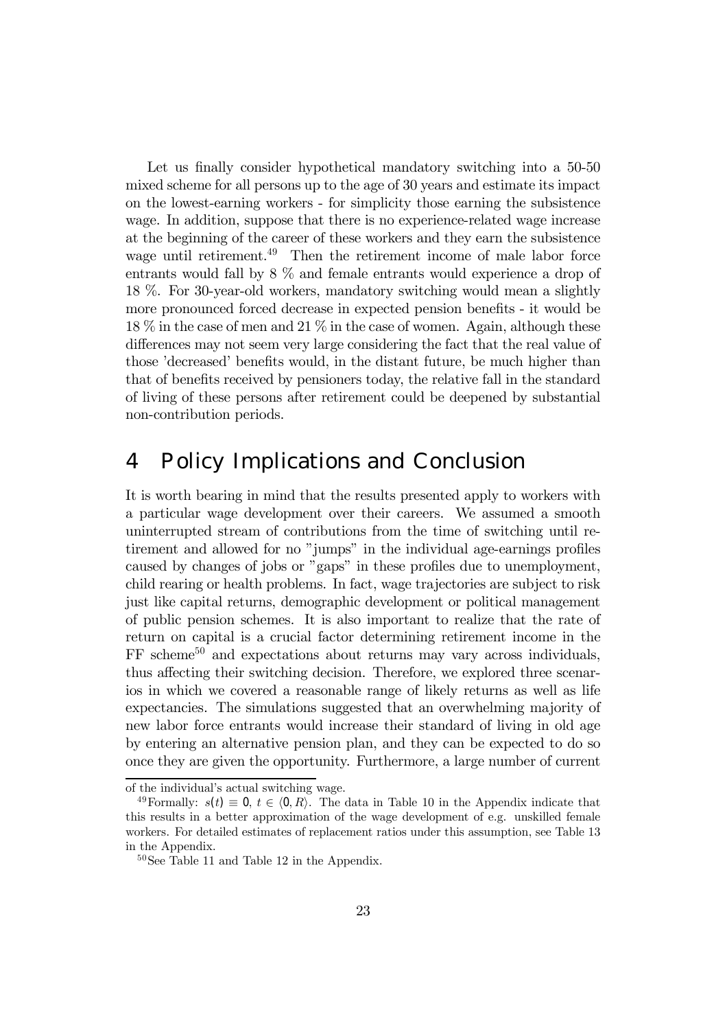Let us finally consider hypothetical mandatory switching into a 50-50 mixed scheme for all persons up to the age of 30 years and estimate its impact on the lowest-earning workers - for simplicity those earning the subsistence wage. In addition, suppose that there is no experience-related wage increase at the beginning of the career of these workers and they earn the subsistence wage until retirement.[49] Then the retirement income of male labor force entrants would fall by 8 % and female entrants would experience a drop of 18 %. For 30-year-old workers, mandatory switching would mean a slightly more pronounced forced decrease in expected pension benefits - it would be 18 % in the case of men and 21 % in the case of women. Again, although these differences may not seem very large considering the fact that the real value of those 'decreased' benefits would, in the distant future, be much higher than that of benefits received by pensioners today, the relative fall in the standard of living of these persons after retirement could be deepened by substantial non-contribution periods.

# 4 Policy Implications and Conclusion

It is worth bearing in mind that the results presented apply to workers with a particular wage development over their careers. We assumed a smooth uninterrupted stream of contributions from the time of switching until retirement and allowed for no "jumps" in the individual age-earnings profiles caused by changes of jobs or "gaps" in these profiles due to unemployment, child rearing or health problems. In fact, wage trajectories are subject to risk just like capital returns, demographic development or political management of public pension schemes. It is also important to realize that the rate of return on capital is a crucial factor determining retirement income in the FF scheme[50] and expectations about returns may vary across individuals, thus affecting their switching decision. Therefore, we explored three scenarios in which we covered a reasonable range of likely returns as well as life expectancies. The simulations suggested that an overwhelming majority of new labor force entrants would increase their standard of living in old age by entering an alternative pension plan, and they can be expected to do so once they are given the opportunity. Furthermore, a large number of current

---

of the individual's actual switching wage.

[49] Formally: $s(t) \equiv 0$, $t \in \langle 0, R \rangle$. The data in Table 10 in the Appendix indicate that this results in a better approximation of the wage development of e.g. unskilled female workers. For detailed estimates of replacement ratios under this assumption, see Table 13 in the Appendix.

[50] See Table 11 and Table 12 in the Appendix.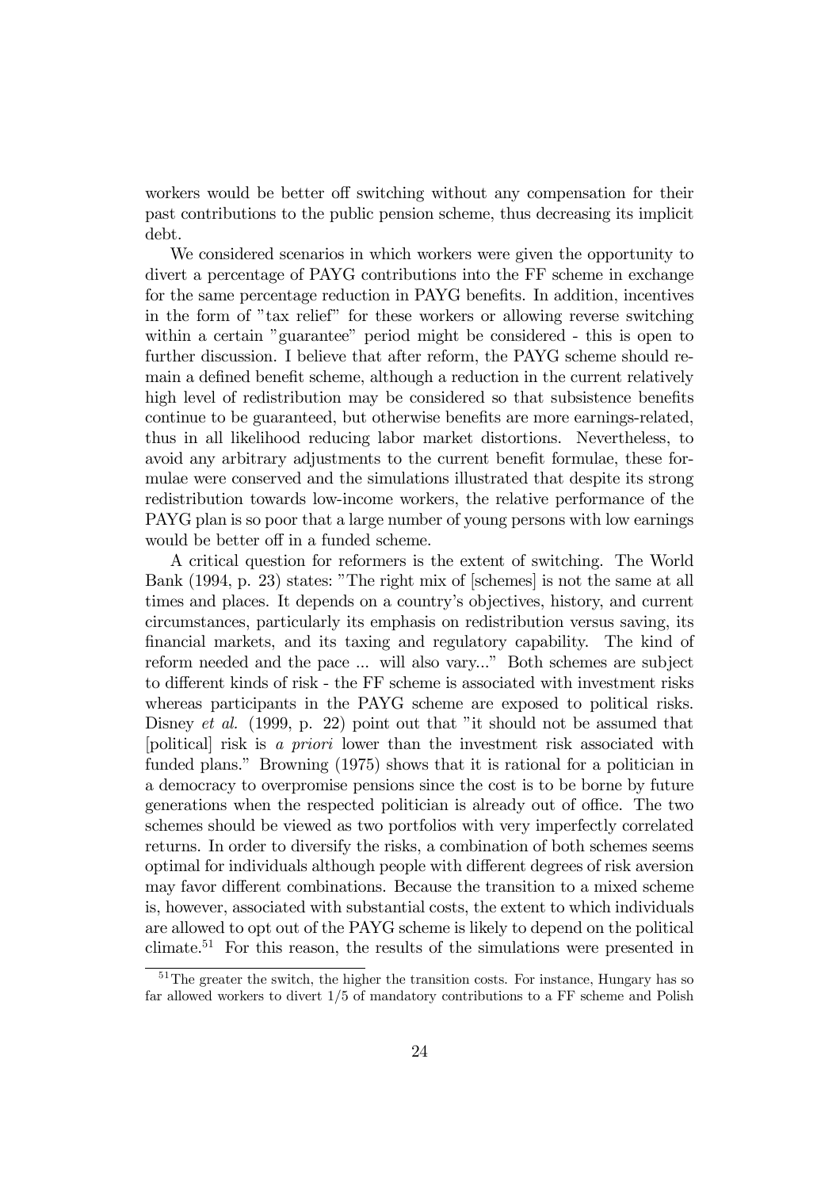workers would be better off switching without any compensation for their past contributions to the public pension scheme, thus decreasing its implicit debt.

We considered scenarios in which workers were given the opportunity to divert a percentage of PAYG contributions into the FF scheme in exchange for the same percentage reduction in PAYG benefits. In addition, incentives in the form of "tax relief" for these workers or allowing reverse switching within a certain "guarantee" period might be considered - this is open to further discussion. I believe that after reform, the PAYG scheme should remain a defined benefit scheme, although a reduction in the current relatively high level of redistribution may be considered so that subsistence benefits continue to be guaranteed, but otherwise benefits are more earnings-related, thus in all likelihood reducing labor market distortions. Nevertheless, to avoid any arbitrary adjustments to the current benefit formulae, these formulae were conserved and the simulations illustrated that despite its strong redistribution towards low-income workers, the relative performance of the PAYG plan is so poor that a large number of young persons with low earnings would be better off in a funded scheme.

A critical question for reformers is the extent of switching. The World Bank (1994, p. 23) states: "The right mix of [schemes] is not the same at all times and places. It depends on a country's objectives, history, and current circumstances, particularly its emphasis on redistribution versus saving, its financial markets, and its taxing and regulatory capability. The kind of reform needed and the pace ... will also vary..." Both schemes are subject to different kinds of risk - the FF scheme is associated with investment risks whereas participants in the PAYG scheme are exposed to political risks. Disney *et al.* (1999, p. 22) point out that "it should not be assumed that [political] risk is *a priori* lower than the investment risk associated with funded plans." Browning (1975) shows that it is rational for a politician in a democracy to overpromise pensions since the cost is to be borne by future generations when the respected politician is already out of office. The two schemes should be viewed as two portfolios with very imperfectly correlated returns. In order to diversify the risks, a combination of both schemes seems optimal for individuals although people with different degrees of risk aversion may favor different combinations. Because the transition to a mixed scheme is, however, associated with substantial costs, the extent to which individuals are allowed to opt out of the PAYG scheme is likely to depend on the political climate.[51] For this reason, the results of the simulations were presented in

[51] The greater the switch, the higher the transition costs. For instance, Hungary has so far allowed workers to divert 1/5 of mandatory contributions to a FF scheme and Polish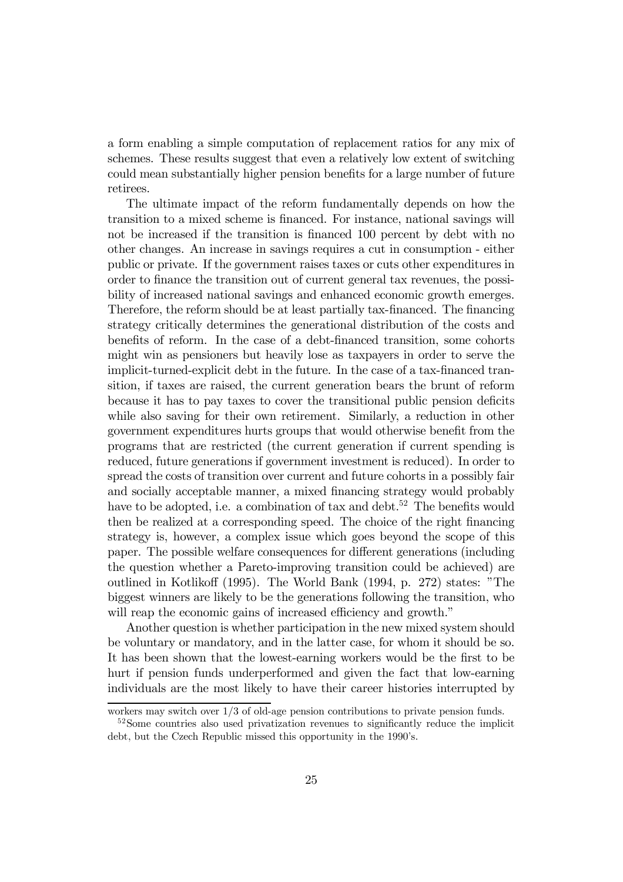a form enabling a simple computation of replacement ratios for any mix of schemes. These results suggest that even a relatively low extent of switching could mean substantially higher pension benefits for a large number of future retirees.

The ultimate impact of the reform fundamentally depends on how the transition to a mixed scheme is financed. For instance, national savings will not be increased if the transition is financed 100 percent by debt with no other changes. An increase in savings requires a cut in consumption - either public or private. If the government raises taxes or cuts other expenditures in order to finance the transition out of current general tax revenues, the possibility of increased national savings and enhanced economic growth emerges. Therefore, the reform should be at least partially tax-financed. The financing strategy critically determines the generational distribution of the costs and benefits of reform. In the case of a debt-financed transition, some cohorts might win as pensioners but heavily lose as taxpayers in order to serve the implicit-turned-explicit debt in the future. In the case of a tax-financed transition, if taxes are raised, the current generation bears the brunt of reform because it has to pay taxes to cover the transitional public pension deficits while also saving for their own retirement. Similarly, a reduction in other government expenditures hurts groups that would otherwise benefit from the programs that are restricted (the current generation if current spending is reduced, future generations if government investment is reduced). In order to spread the costs of transition over current and future cohorts in a possibly fair and socially acceptable manner, a mixed financing strategy would probably have to be adopted, i.e. a combination of tax and debt.[52] The benefits would then be realized at a corresponding speed. The choice of the right financing strategy is, however, a complex issue which goes beyond the scope of this paper. The possible welfare consequences for different generations (including the question whether a Pareto-improving transition could be achieved) are outlined in Kotlikoff (1995). The World Bank (1994, p. 272) states: "The biggest winners are likely to be the generations following the transition, who will reap the economic gains of increased efficiency and growth."

Another question is whether participation in the new mixed system should be voluntary or mandatory, and in the latter case, for whom it should be so. It has been shown that the lowest-earning workers would be the first to be hurt if pension funds underperformed and given the fact that low-earning individuals are the most likely to have their career histories interrupted by

workers may switch over 1/3 of old-age pension contributions to private pension funds.

[52] Some countries also used privatization revenues to significantly reduce the implicit debt, but the Czech Republic missed this opportunity in the 1990's.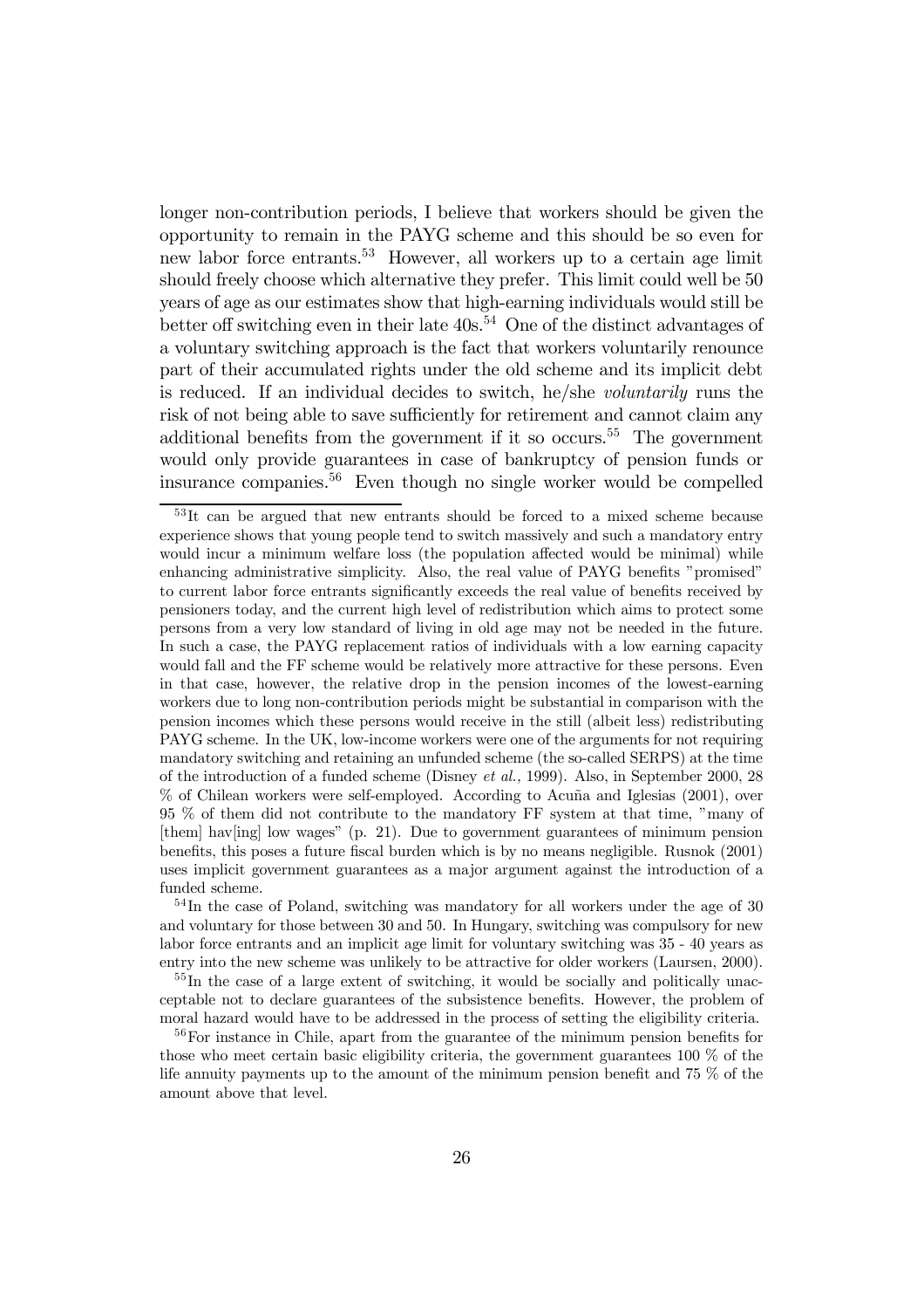longer non-contribution periods, I believe that workers should be given the opportunity to remain in the PAYG scheme and this should be so even for new labor force entrants.[53] However, all workers up to a certain age limit should freely choose which alternative they prefer. This limit could well be 50 years of age as our estimates show that high-earning individuals would still be better off switching even in their late 40s.[54] One of the distinct advantages of a voluntary switching approach is the fact that workers voluntarily renounce part of their accumulated rights under the old scheme and its implicit debt is reduced. If an individual decides to switch, he/she *voluntarily* runs the risk of not being able to save sufficiently for retirement and cannot claim any additional benefits from the government if it so occurs.[55] The government would only provide guarantees in case of bankruptcy of pension funds or insurance companies.[56] Even though no single worker would be compelled

---

[53] It can be argued that new entrants should be forced to a mixed scheme because experience shows that young people tend to switch massively and such a mandatory entry would incur a minimum welfare loss (the population affected would be minimal) while enhancing administrative simplicity. Also, the real value of PAYG benefits "promised" to current labor force entrants significantly exceeds the real value of benefits received by pensioners today, and the current high level of redistribution which aims to protect some persons from a very low standard of living in old age may not be needed in the future. In such a case, the PAYG replacement ratios of individuals with a low earning capacity would fall and the FF scheme would be relatively more attractive for these persons. Even in that case, however, the relative drop in the pension incomes of the lowest-earning workers due to long non-contribution periods might be substantial in comparison with the pension incomes which these persons would receive in the still (albeit less) redistributing PAYG scheme. In the UK, low-income workers were one of the arguments for not requiring mandatory switching and retaining an unfunded scheme (the so-called SERPS) at the time of the introduction of a funded scheme (Disney *et al.,* 1999). Also, in September 2000, 28 % of Chilean workers were self-employed. According to Acuña and Iglesias (2001), over 95 % of them did not contribute to the mandatory FF system at that time, "many of [them] hav[ing] low wages" (p. 21). Due to government guarantees of minimum pension benefits, this poses a future fiscal burden which is by no means negligible. Rusnok (2001) uses implicit government guarantees as a major argument against the introduction of a funded scheme.

[54] In the case of Poland, switching was mandatory for all workers under the age of 30 and voluntary for those between 30 and 50. In Hungary, switching was compulsory for new labor force entrants and an implicit age limit for voluntary switching was 35 - 40 years as entry into the new scheme was unlikely to be attractive for older workers (Laursen, 2000).

[55] In the case of a large extent of switching, it would be socially and politically unacceptable not to declare guarantees of the subsistence benefits. However, the problem of moral hazard would have to be addressed in the process of setting the eligibility criteria.

[56] For instance in Chile, apart from the guarantee of the minimum pension benefits for those who meet certain basic eligibility criteria, the government guarantees 100 % of the life annuity payments up to the amount of the minimum pension benefit and 75 % of the amount above that level.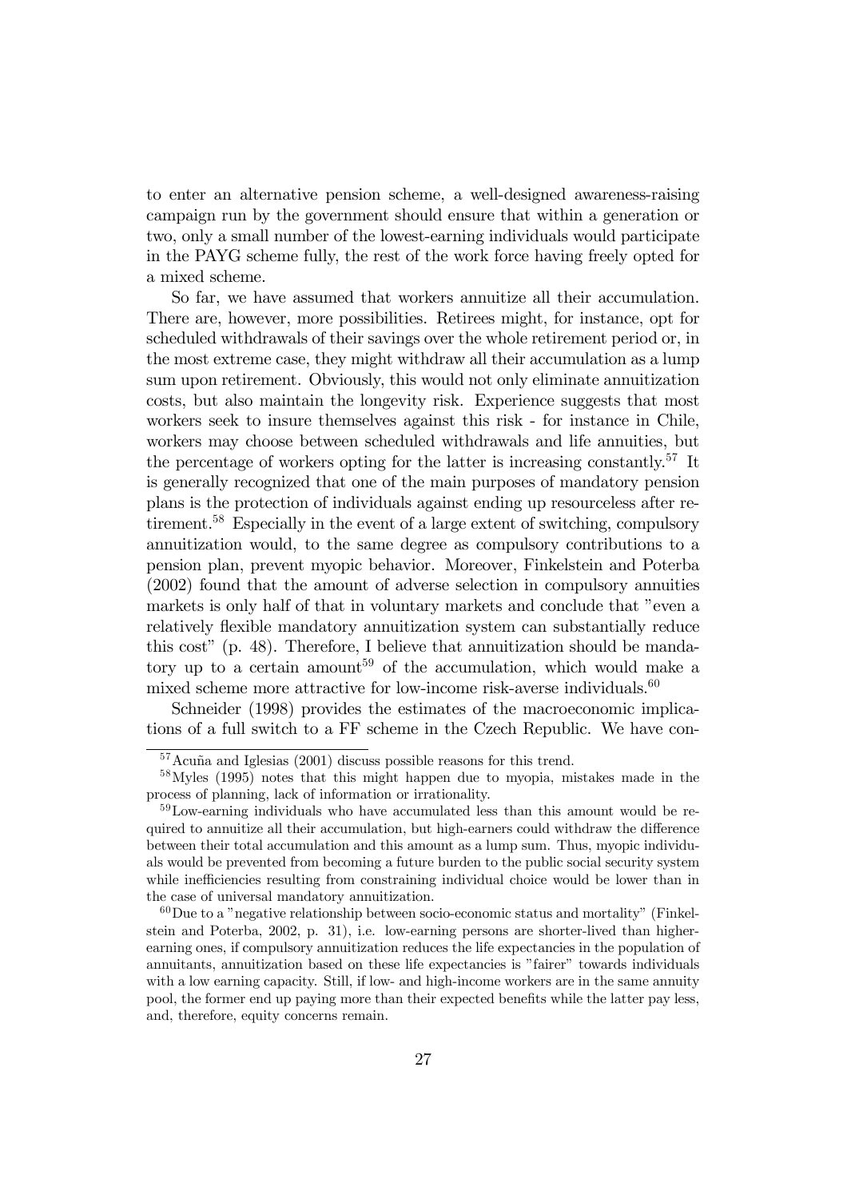to enter an alternative pension scheme, a well-designed awareness-raising campaign run by the government should ensure that within a generation or two, only a small number of the lowest-earning individuals would participate in the PAYG scheme fully, the rest of the work force having freely opted for a mixed scheme.

So far, we have assumed that workers annuitize all their accumulation. There are, however, more possibilities. Retirees might, for instance, opt for scheduled withdrawals of their savings over the whole retirement period or, in the most extreme case, they might withdraw all their accumulation as a lump sum upon retirement. Obviously, this would not only eliminate annuitization costs, but also maintain the longevity risk. Experience suggests that most workers seek to insure themselves against this risk - for instance in Chile, workers may choose between scheduled withdrawals and life annuities, but the percentage of workers opting for the latter is increasing constantly.[57] It is generally recognized that one of the main purposes of mandatory pension plans is the protection of individuals against ending up resourceless after retirement.[58] Especially in the event of a large extent of switching, compulsory annuitization would, to the same degree as compulsory contributions to a pension plan, prevent myopic behavior. Moreover, Finkelstein and Poterba (2002) found that the amount of adverse selection in compulsory annuities markets is only half of that in voluntary markets and conclude that "even a relatively flexible mandatory annuitization system can substantially reduce this cost" (p. 48). Therefore, I believe that annuitization should be mandatory up to a certain amount[59] of the accumulation, which would make a mixed scheme more attractive for low-income risk-averse individuals.[60]

Schneider (1998) provides the estimates of the macroeconomic implications of a full switch to a FF scheme in the Czech Republic. We have con-

[57] Acuña and Iglesias (2001) discuss possible reasons for this trend.

[58] Myles (1995) notes that this might happen due to myopia, mistakes made in the process of planning, lack of information or irrationality.

[59] Low-earning individuals who have accumulated less than this amount would be required to annuitize all their accumulation, but high-earners could withdraw the difference between their total accumulation and this amount as a lump sum. Thus, myopic individuals would be prevented from becoming a future burden to the public social security system while inefficiencies resulting from constraining individual choice would be lower than in the case of universal mandatory annuitization.

[60] Due to a "negative relationship between socio-economic status and mortality" (Finkelstein and Poterba, 2002, p. 31), i.e. low-earning persons are shorter-lived than higher-earning ones, if compulsory annuitization reduces the life expectancies in the population of annuitants, annuitization based on these life expectancies is "fairer" towards individuals with a low earning capacity. Still, if low- and high-income workers are in the same annuity pool, the former end up paying more than their expected benefits while the latter pay less, and, therefore, equity concerns remain.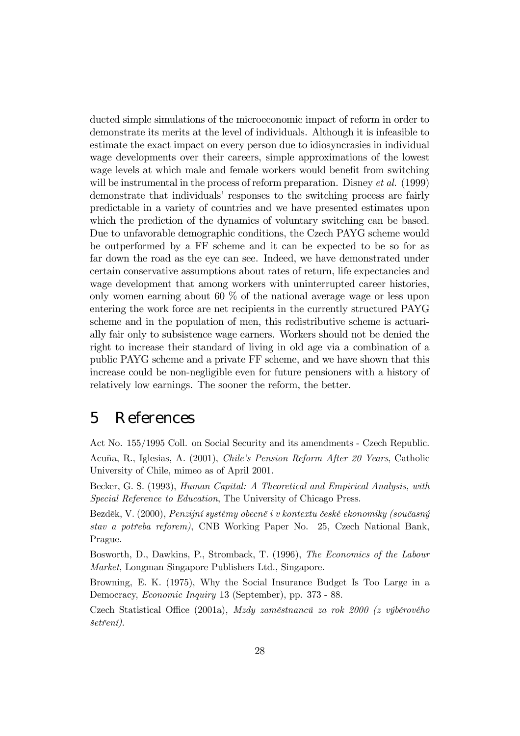ducted simple simulations of the microeconomic impact of reform in order to demonstrate its merits at the level of individuals. Although it is infeasible to estimate the exact impact on every person due to idiosyncrasies in individual wage developments over their careers, simple approximations of the lowest wage levels at which male and female workers would benefit from switching will be instrumental in the process of reform preparation. Disney *et al.* (1999) demonstrate that individuals' responses to the switching process are fairly predictable in a variety of countries and we have presented estimates upon which the prediction of the dynamics of voluntary switching can be based. Due to unfavorable demographic conditions, the Czech PAYG scheme would be outperformed by a FF scheme and it can be expected to be so for as far down the road as the eye can see. Indeed, we have demonstrated under certain conservative assumptions about rates of return, life expectancies and wage development that among workers with uninterrupted career histories, only women earning about 60 % of the national average wage or less upon entering the work force are net recipients in the currently structured PAYG scheme and in the population of men, this redistributive scheme is actuarially fair only to subsistence wage earners. Workers should not be denied the right to increase their standard of living in old age via a combination of a public PAYG scheme and a private FF scheme, and we have shown that this increase could be non-negligible even for future pensioners with a history of relatively low earnings. The sooner the reform, the better.

# 5 References

Act No. 155/1995 Coll. on Social Security and its amendments - Czech Republic.

Acuña, R., Iglesias, A. (2001), *Chile's Pension Reform After 20 Years*, Catholic University of Chile, mimeo as of April 2001.

Becker, G. S. (1993), *Human Capital: A Theoretical and Empirical Analysis, with Special Reference to Education*, The University of Chicago Press.

Bezděk, V. (2000), *Penzijní systémy obecně i v kontextu české ekonomiky (současný stav a potřeba reforem)*, CNB Working Paper No. 25, Czech National Bank, Prague.

Bosworth, D., Dawkins, P., Stromback, T. (1996), *The Economics of the Labour Market*, Longman Singapore Publishers Ltd., Singapore.

Browning, E. K. (1975), Why the Social Insurance Budget Is Too Large in a Democracy, *Economic Inquiry* 13 (September), pp. 373 - 88.

Czech Statistical Office (2001a), *Mzdy zaměstnanců za rok 2000 (z výběrového šetření)*.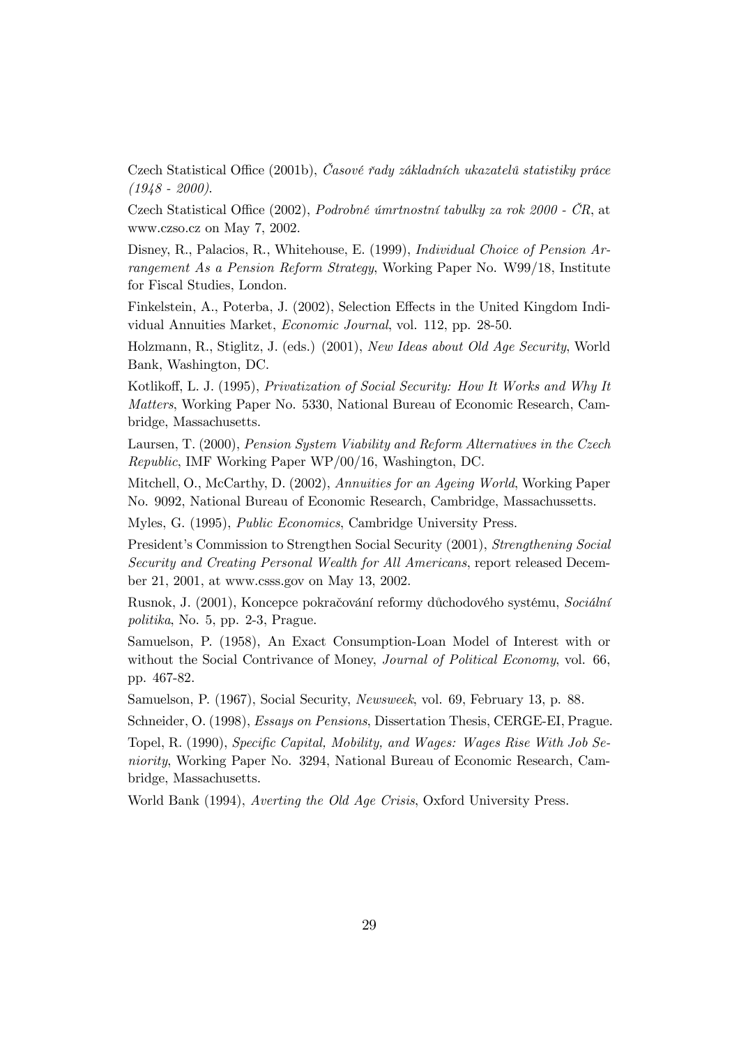Czech Statistical Office (2001b), *Časové řady základních ukazatelů statistiky práce (1948 - 2000)*.

Czech Statistical Office (2002), *Podrobné úmrtnostní tabulky za rok 2000 - ČR*, at www.czso.cz on May 7, 2002.

Disney, R., Palacios, R., Whitehouse, E. (1999), *Individual Choice of Pension Arrangement As a Pension Reform Strategy*, Working Paper No. W99/18, Institute for Fiscal Studies, London.

Finkelstein, A., Poterba, J. (2002), Selection Effects in the United Kingdom Individual Annuities Market, *Economic Journal*, vol. 112, pp. 28-50.

Holzmann, R., Stiglitz, J. (eds.) (2001), *New Ideas about Old Age Security*, World Bank, Washington, DC.

Kotlikoff, L. J. (1995), *Privatization of Social Security: How It Works and Why It Matters*, Working Paper No. 5330, National Bureau of Economic Research, Cambridge, Massachusetts.

Laursen, T. (2000), *Pension System Viability and Reform Alternatives in the Czech Republic*, IMF Working Paper WP/00/16, Washington, DC.

Mitchell, O., McCarthy, D. (2002), *Annuities for an Ageing World*, Working Paper No. 9092, National Bureau of Economic Research, Cambridge, Massachussetts.

Myles, G. (1995), *Public Economics*, Cambridge University Press.

President's Commission to Strengthen Social Security (2001), *Strengthening Social Security and Creating Personal Wealth for All Americans*, report released December 21, 2001, at www.csss.gov on May 13, 2002.

Rusnok, J. (2001), Koncepce pokračování reformy důchodového systému, *Sociální politika*, No. 5, pp. 2-3, Prague.

Samuelson, P. (1958), An Exact Consumption-Loan Model of Interest with or without the Social Contrivance of Money, *Journal of Political Economy*, vol. 66, pp. 467-82.

Samuelson, P. (1967), Social Security, *Newsweek*, vol. 69, February 13, p. 88.

Schneider, O. (1998), *Essays on Pensions*, Dissertation Thesis, CERGE-EI, Prague.

Topel, R. (1990), *Specific Capital, Mobility, and Wages: Wages Rise With Job Seniority*, Working Paper No. 3294, National Bureau of Economic Research, Cambridge, Massachusetts.

World Bank (1994), *Averting the Old Age Crisis*, Oxford University Press.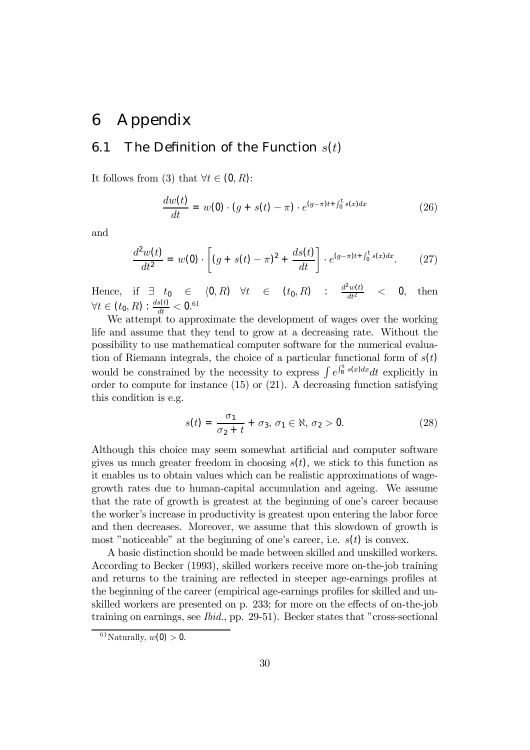// Editor's note: two source symbols are transcribed as printed, not corrected:
// in (28) $\aleph$ is likely a rendering of $\mathbb{N}$, and in the text after (27) $\langle 0, R)$ is likely a rendering of $[0, R)$.
# 6 Appendix

## 6.1 The Definition of the Function $s(t)$

It follows from (3) that $\forall t \in (0, R)$:

$$\frac{dw(t)}{dt} = w(0) \cdot (g + s(t) - \pi) \cdot e^{(g-\pi)t + \int_0^t s(x)dx} \tag{26}$$

and

$$\frac{d^2w(t)}{dt^2} = w(0) \cdot \left[ (g + s(t) - \pi)^2 + \frac{ds(t)}{dt} \right] \cdot e^{(g-\pi)t + \int_0^t s(x)dx}. \tag{27}$$

Hence, if $\exists \ t_0 \ \in \ \langle 0, R) \ \ \forall t \ \in \ (t_0, R) \ : \ \frac{d^2w(t)}{dt^2} \ < \ 0$, then $\forall t \in (t_0, R) : \frac{ds(t)}{dt} < 0$.[61]

We attempt to approximate the development of wages over the working life and assume that they tend to grow at a decreasing rate. Without the possibility to use mathematical computer software for the numerical evaluation of Riemann integrals, the choice of a particular functional form of $s(t)$ would be constrained by the necessity to express $\int e^{\int_R^t s(x)dx}dt$ explicitly in order to compute for instance (15) or (21). A decreasing function satisfying this condition is e.g.

$$s(t) = \frac{\sigma_1}{\sigma_2 + t} + \sigma_3, \ \sigma_1 \in \aleph, \ \sigma_2 > 0. \tag{28}$$

Although this choice may seem somewhat artificial and computer software gives us much greater freedom in choosing $s(t)$, we stick to this function as it enables us to obtain values which can be realistic approximations of wage-growth rates due to human-capital accumulation and ageing. We assume that the rate of growth is greatest at the beginning of one's career because the worker's increase in productivity is greatest upon entering the labor force and then decreases. Moreover, we assume that this slowdown of growth is most "noticeable" at the beginning of one's career, i.e. $s(t)$ is convex.

A basic distinction should be made between skilled and unskilled workers. According to Becker (1993), skilled workers receive more on-the-job training and returns to the training are reflected in steeper age-earnings profiles at the beginning of the career (empirical age-earnings profiles for skilled and unskilled workers are presented on p. 233; for more on the effects of on-the-job training on earnings, see *Ibid.*, pp. 29-51). Becker states that "cross-sectional

[61] Naturally, $w(0) > 0$.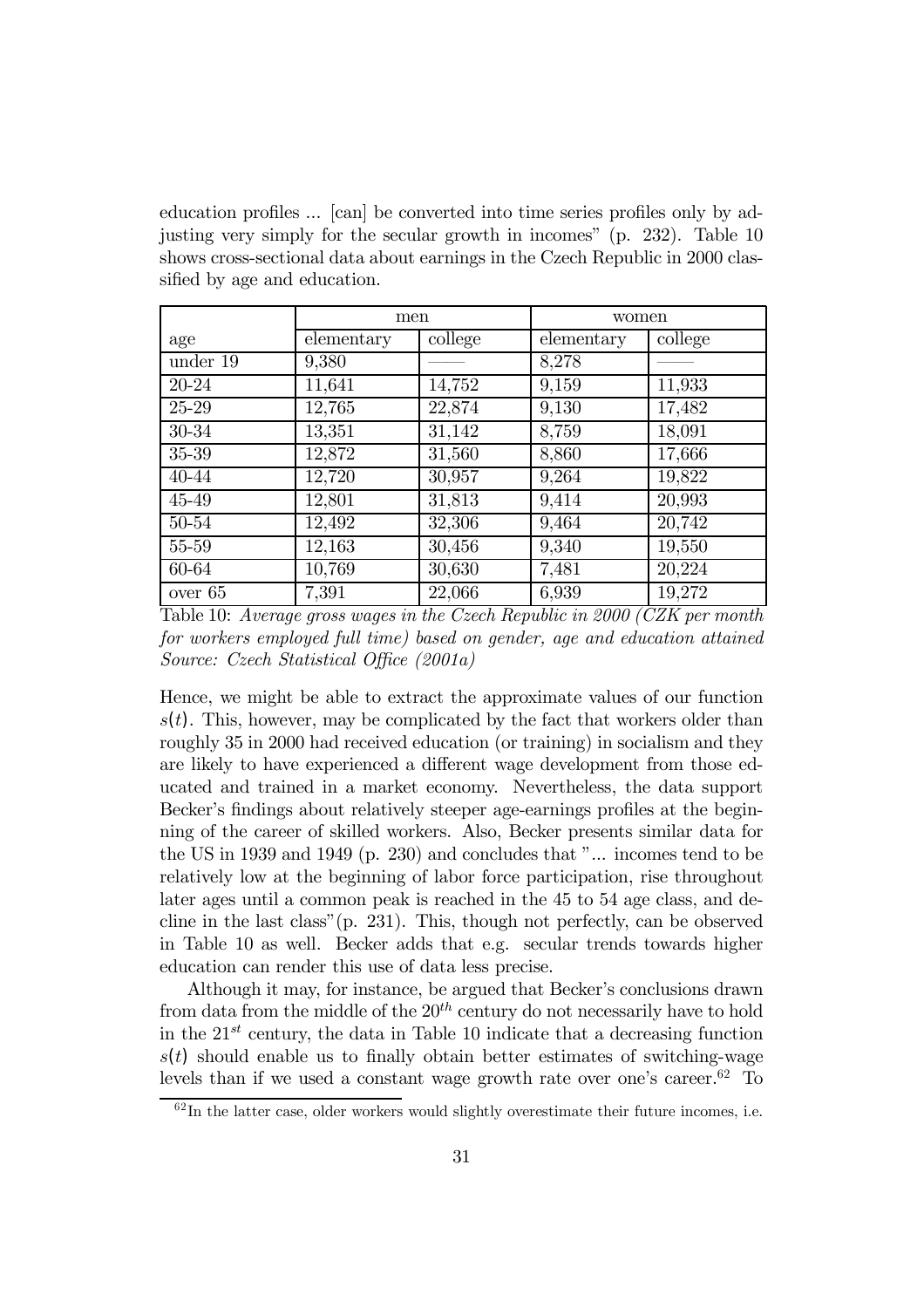education profiles ... [can] be converted into time series profiles only by adjusting very simply for the secular growth in incomes" (p. 232). Table 10 shows cross-sectional data about earnings in the Czech Republic in 2000 classified by age and education.

| | men | | women | |
|---|---|---|---|---|
| age | elementary | college | elementary | college |
| under 19 | 9,380 | —— | 8,278 | —— |
| 20-24 | 11,641 | 14,752 | 9,159 | 11,933 |
| 25-29 | 12,765 | 22,874 | 9,130 | 17,482 |
| 30-34 | 13,351 | 31,142 | 8,759 | 18,091 |
| 35-39 | 12,872 | 31,560 | 8,860 | 17,666 |
| 40-44 | 12,720 | 30,957 | 9,264 | 19,822 |
| 45-49 | 12,801 | 31,813 | 9,414 | 20,993 |
| 50-54 | 12,492 | 32,306 | 9,464 | 20,742 |
| 55-59 | 12,163 | 30,456 | 9,340 | 19,550 |
| 60-64 | 10,769 | 30,630 | 7,481 | 20,224 |
| over 65 | 7,391 | 22,066 | 6,939 | 19,272 |

Table 10: *Average gross wages in the Czech Republic in 2000 (CZK per month for workers employed full time) based on gender, age and education attained Source: Czech Statistical Office (2001a)*

Hence, we might be able to extract the approximate values of our function $s(t)$. This, however, may be complicated by the fact that workers older than roughly 35 in 2000 had received education (or training) in socialism and they are likely to have experienced a different wage development from those educated and trained in a market economy. Nevertheless, the data support Becker's findings about relatively steeper age-earnings profiles at the beginning of the career of skilled workers. Also, Becker presents similar data for the US in 1939 and 1949 (p. 230) and concludes that "... incomes tend to be relatively low at the beginning of labor force participation, rise throughout later ages until a common peak is reached in the 45 to 54 age class, and decline in the last class"(p. 231). This, though not perfectly, can be observed in Table 10 as well. Becker adds that e.g. secular trends towards higher education can render this use of data less precise.

Although it may, for instance, be argued that Becker's conclusions drawn from data from the middle of the $20^{th}$ century do not necessarily have to hold in the $21^{st}$ century, the data in Table 10 indicate that a decreasing function $s(t)$ should enable us to finally obtain better estimates of switching-wage levels than if we used a constant wage growth rate over one's career.[62] To

[62] In the latter case, older workers would slightly overestimate their future incomes, i.e.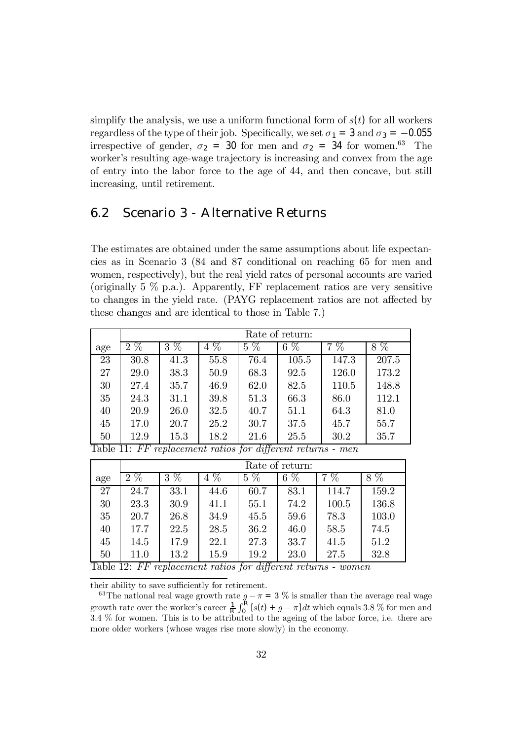simplify the analysis, we use a uniform functional form of $s(t)$ for all workers regardless of the type of their job. Specifically, we set $\sigma_1 = 3$ and $\sigma_3 = -0.055$ irrespective of gender, $\sigma_2 = 30$ for men and $\sigma_2 = 34$ for women.[63] The worker's resulting age-wage trajectory is increasing and convex from the age of entry into the labor force to the age of 44, and then concave, but still increasing, until retirement.

## 6.2 Scenario 3 - Alternative Returns

The estimates are obtained under the same assumptions about life expectancies as in Scenario 3 (84 and 87 conditional on reaching 65 for men and women, respectively), but the real yield rates of personal accounts are varied (originally 5 % p.a.). Apparently, FF replacement ratios are very sensitive to changes in the yield rate. (PAYG replacement ratios are not affected by these changes and are identical to those in Table 7.)

| | Rate of return: | | | | | | |
|---|---|---|---|---|---|---|---|
| age | 2 % | 3 % | 4 % | 5 % | 6 % | 7 % | 8 % |
| 23 | 30.8 | 41.3 | 55.8 | 76.4 | 105.5 | 147.3 | 207.5 |
| 27 | 29.0 | 38.3 | 50.9 | 68.3 | 92.5 | 126.0 | 173.2 |
| 30 | 27.4 | 35.7 | 46.9 | 62.0 | 82.5 | 110.5 | 148.8 |
| 35 | 24.3 | 31.1 | 39.8 | 51.3 | 66.3 | 86.0 | 112.1 |
| 40 | 20.9 | 26.0 | 32.5 | 40.7 | 51.1 | 64.3 | 81.0 |
| 45 | 17.0 | 20.7 | 25.2 | 30.7 | 37.5 | 45.7 | 55.7 |
| 50 | 12.9 | 15.3 | 18.2 | 21.6 | 25.5 | 30.2 | 35.7 |

Table 11: *FF replacement ratios for different returns - men*

| | Rate of return: | | | | | | |
|---|---|---|---|---|---|---|---|
| age | 2 % | 3 % | 4 % | 5 % | 6 % | 7 % | 8 % |
| 27 | 24.7 | 33.1 | 44.6 | 60.7 | 83.1 | 114.7 | 159.2 |
| 30 | 23.3 | 30.9 | 41.1 | 55.1 | 74.2 | 100.5 | 136.8 |
| 35 | 20.7 | 26.8 | 34.9 | 45.5 | 59.6 | 78.3 | 103.0 |
| 40 | 17.7 | 22.5 | 28.5 | 36.2 | 46.0 | 58.5 | 74.5 |
| 45 | 14.5 | 17.9 | 22.1 | 27.3 | 33.7 | 41.5 | 51.2 |
| 50 | 11.0 | 13.2 | 15.9 | 19.2 | 23.0 | 27.5 | 32.8 |

Table 12: *FF replacement ratios for different returns - women*

---

their ability to save sufficiently for retirement.

[63] The national real wage growth rate $g - \pi = 3$ % is smaller than the average real wage growth rate over the worker's career $\frac{1}{R}\int_0^R [s(t) + g - \pi]\, dt$ which equals 3.8 % for men and 3.4 % for women. This is to be attributed to the ageing of the labor force, i.e. there are more older workers (whose wages rise more slowly) in the economy.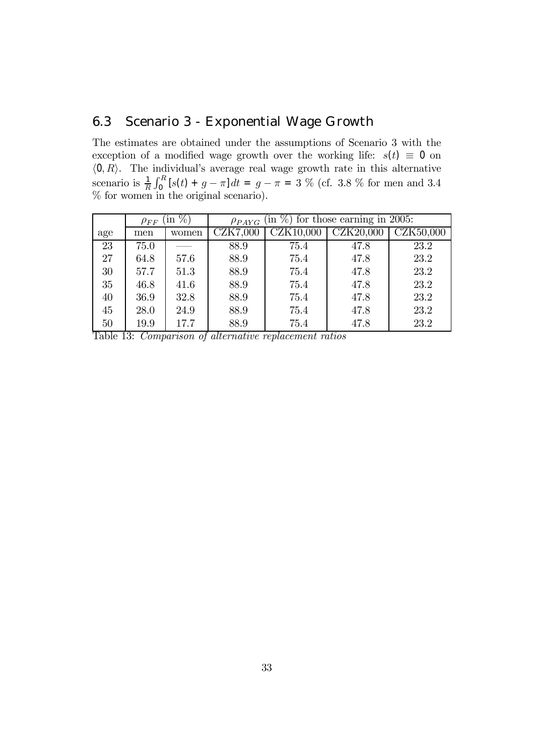## 6.3 Scenario 3 - Exponential Wage Growth

The estimates are obtained under the assumptions of Scenario 3 with the exception of a modified wage growth over the working life: $s(t) \equiv 0$ on $\langle 0, R \rangle$. The individual's average real wage growth rate in this alternative scenario is $\frac{1}{R}\int_0^R [s(t) + g - \pi] dt = g - \pi = 3$ % (cf. 3.8 % for men and 3.4 % for women in the original scenario).

| | $\rho_{FF}$ (in %) | | $\rho_{PAYG}$ (in %) for those earning in 2005: | | | |
|---|---|---|---|---|---|---|
| age | men | women | CZK7,000 | CZK10,000 | CZK20,000 | CZK50,000 |
| 23 | 75.0 | —— | 88.9 | 75.4 | 47.8 | 23.2 |
| 27 | 64.8 | 57.6 | 88.9 | 75.4 | 47.8 | 23.2 |
| 30 | 57.7 | 51.3 | 88.9 | 75.4 | 47.8 | 23.2 |
| 35 | 46.8 | 41.6 | 88.9 | 75.4 | 47.8 | 23.2 |
| 40 | 36.9 | 32.8 | 88.9 | 75.4 | 47.8 | 23.2 |
| 45 | 28.0 | 24.9 | 88.9 | 75.4 | 47.8 | 23.2 |
| 50 | 19.9 | 17.7 | 88.9 | 75.4 | 47.8 | 23.2 |

Table 13: *Comparison of alternative replacement ratios*